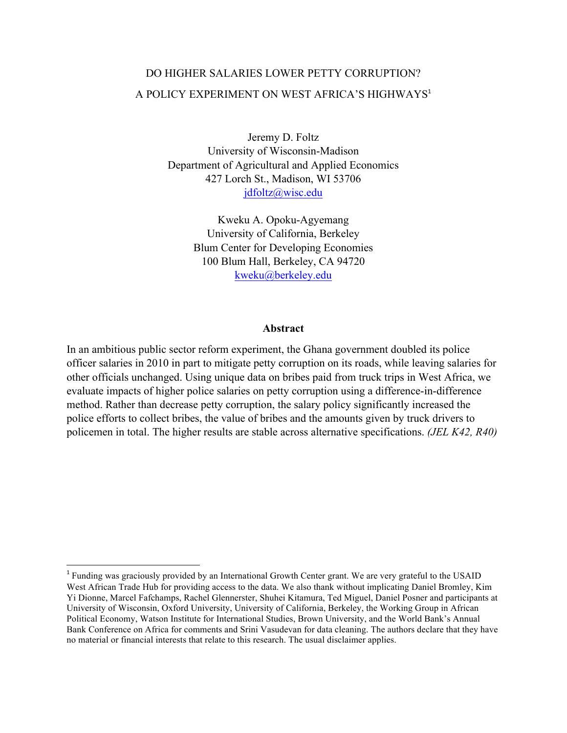# DO HIGHER SALARIES LOWER PETTY CORRUPTION? A POLICY EXPERIMENT ON WEST AFRICA'S HIGHWAYS[1]

Jeremy D. Foltz
University of Wisconsin-Madison
Department of Agricultural and Applied Economics
427 Lorch St., Madison, WI 53706
jdfoltz@wisc.edu

Kweku A. Opoku-Agyemang
University of California, Berkeley
Blum Center for Developing Economies
100 Blum Hall, Berkeley, CA 94720
kweku@berkeley.edu

## Abstract

In an ambitious public sector reform experiment, the Ghana government doubled its police officer salaries in 2010 in part to mitigate petty corruption on its roads, while leaving salaries for other officials unchanged. Using unique data on bribes paid from truck trips in West Africa, we evaluate impacts of higher police salaries on petty corruption using a difference-in-difference method. Rather than decrease petty corruption, the salary policy significantly increased the police efforts to collect bribes, the value of bribes and the amounts given by truck drivers to policemen in total. The higher results are stable across alternative specifications. *(JEL K42, R40)*

[1] Funding was graciously provided by an International Growth Center grant. We are very grateful to the USAID West African Trade Hub for providing access to the data. We also thank without implicating Daniel Bromley, Kim Yi Dionne, Marcel Fafchamps, Rachel Glennerster, Shuhei Kitamura, Ted Miguel, Daniel Posner and participants at University of Wisconsin, Oxford University, University of California, Berkeley, the Working Group in African Political Economy, Watson Institute for International Studies, Brown University, and the World Bank's Annual Bank Conference on Africa for comments and Srini Vasudevan for data cleaning. The authors declare that they have no material or financial interests that relate to this research. The usual disclaimer applies.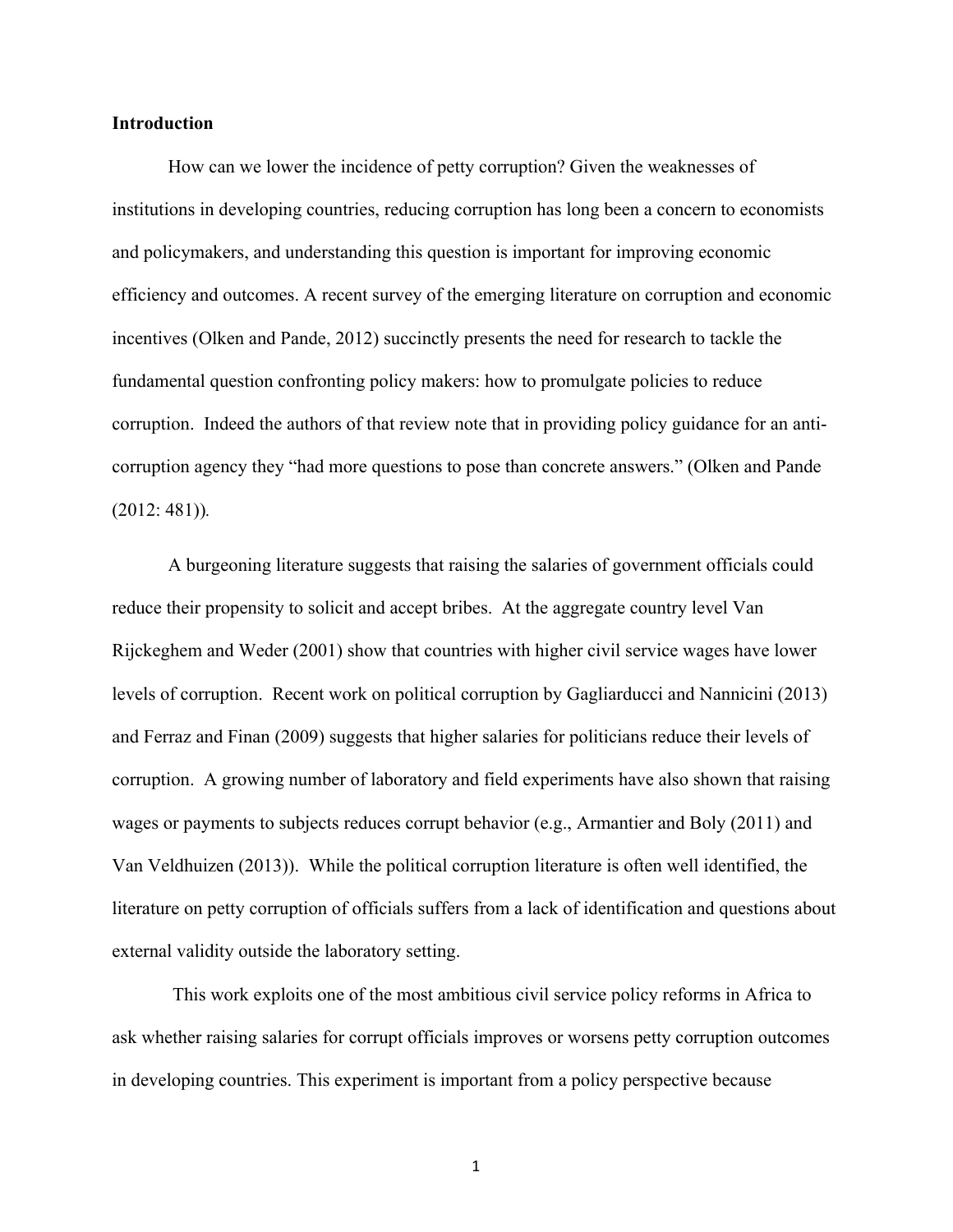**Introduction**

How can we lower the incidence of petty corruption? Given the weaknesses of institutions in developing countries, reducing corruption has long been a concern to economists and policymakers, and understanding this question is important for improving economic efficiency and outcomes. A recent survey of the emerging literature on corruption and economic incentives (Olken and Pande, 2012) succinctly presents the need for research to tackle the fundamental question confronting policy makers: how to promulgate policies to reduce corruption. Indeed the authors of that review note that in providing policy guidance for an anti-corruption agency they "had more questions to pose than concrete answers." (Olken and Pande (2012: 481)).

A burgeoning literature suggests that raising the salaries of government officials could reduce their propensity to solicit and accept bribes. At the aggregate country level Van Rijckeghem and Weder (2001) show that countries with higher civil service wages have lower levels of corruption. Recent work on political corruption by Gagliarducci and Nannicini (2013) and Ferraz and Finan (2009) suggests that higher salaries for politicians reduce their levels of corruption. A growing number of laboratory and field experiments have also shown that raising wages or payments to subjects reduces corrupt behavior (e.g., Armantier and Boly (2011) and Van Veldhuizen (2013)). While the political corruption literature is often well identified, the literature on petty corruption of officials suffers from a lack of identification and questions about external validity outside the laboratory setting.

This work exploits one of the most ambitious civil service policy reforms in Africa to ask whether raising salaries for corrupt officials improves or worsens petty corruption outcomes in developing countries. This experiment is important from a policy perspective because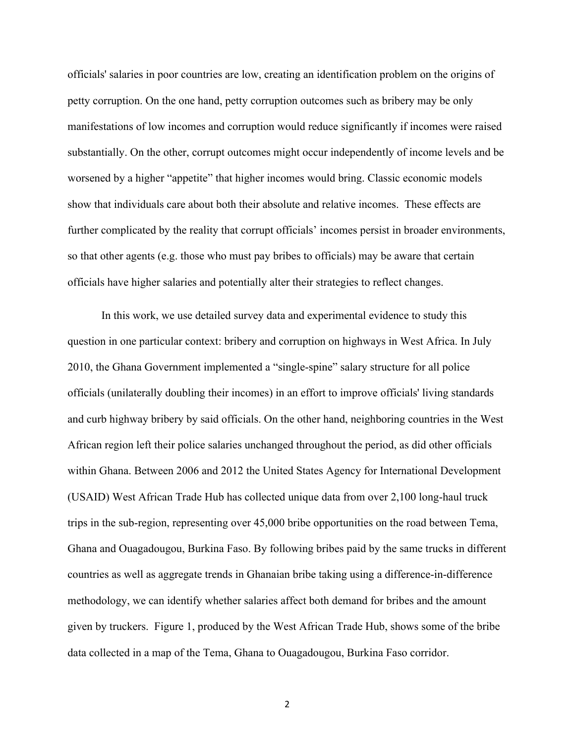officials' salaries in poor countries are low, creating an identification problem on the origins of petty corruption. On the one hand, petty corruption outcomes such as bribery may be only manifestations of low incomes and corruption would reduce significantly if incomes were raised substantially. On the other, corrupt outcomes might occur independently of income levels and be worsened by a higher "appetite" that higher incomes would bring. Classic economic models show that individuals care about both their absolute and relative incomes. These effects are further complicated by the reality that corrupt officials' incomes persist in broader environments, so that other agents (e.g. those who must pay bribes to officials) may be aware that certain officials have higher salaries and potentially alter their strategies to reflect changes.

In this work, we use detailed survey data and experimental evidence to study this question in one particular context: bribery and corruption on highways in West Africa. In July 2010, the Ghana Government implemented a "single-spine" salary structure for all police officials (unilaterally doubling their incomes) in an effort to improve officials' living standards and curb highway bribery by said officials. On the other hand, neighboring countries in the West African region left their police salaries unchanged throughout the period, as did other officials within Ghana. Between 2006 and 2012 the United States Agency for International Development (USAID) West African Trade Hub has collected unique data from over 2,100 long-haul truck trips in the sub-region, representing over 45,000 bribe opportunities on the road between Tema, Ghana and Ouagadougou, Burkina Faso. By following bribes paid by the same trucks in different countries as well as aggregate trends in Ghanaian bribe taking using a difference-in-difference methodology, we can identify whether salaries affect both demand for bribes and the amount given by truckers. Figure 1, produced by the West African Trade Hub, shows some of the bribe data collected in a map of the Tema, Ghana to Ouagadougou, Burkina Faso corridor.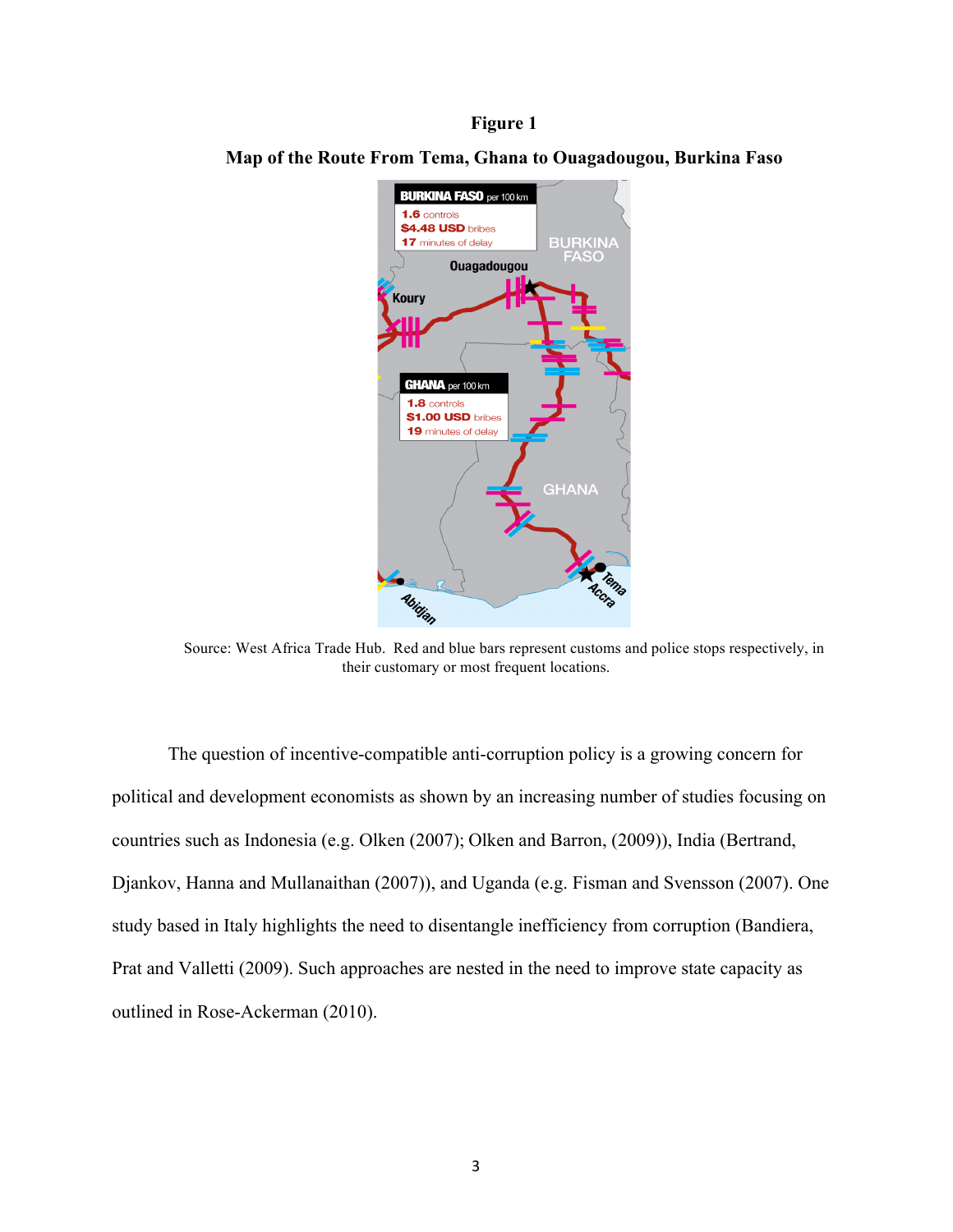**Figure 1**

**Map of the Route From Tema, Ghana to Ouagadougou, Burkina Faso**

Source: West Africa Trade Hub. Red and blue bars represent customs and police stops respectively, in their customary or most frequent locations.

The question of incentive-compatible anti-corruption policy is a growing concern for political and development economists as shown by an increasing number of studies focusing on countries such as Indonesia (e.g. Olken (2007); Olken and Barron, (2009)), India (Bertrand, Djankov, Hanna and Mullanaithan (2007)), and Uganda (e.g. Fisman and Svensson (2007). One study based in Italy highlights the need to disentangle inefficiency from corruption (Bandiera, Prat and Valletti (2009). Such approaches are nested in the need to improve state capacity as outlined in Rose-Ackerman (2010).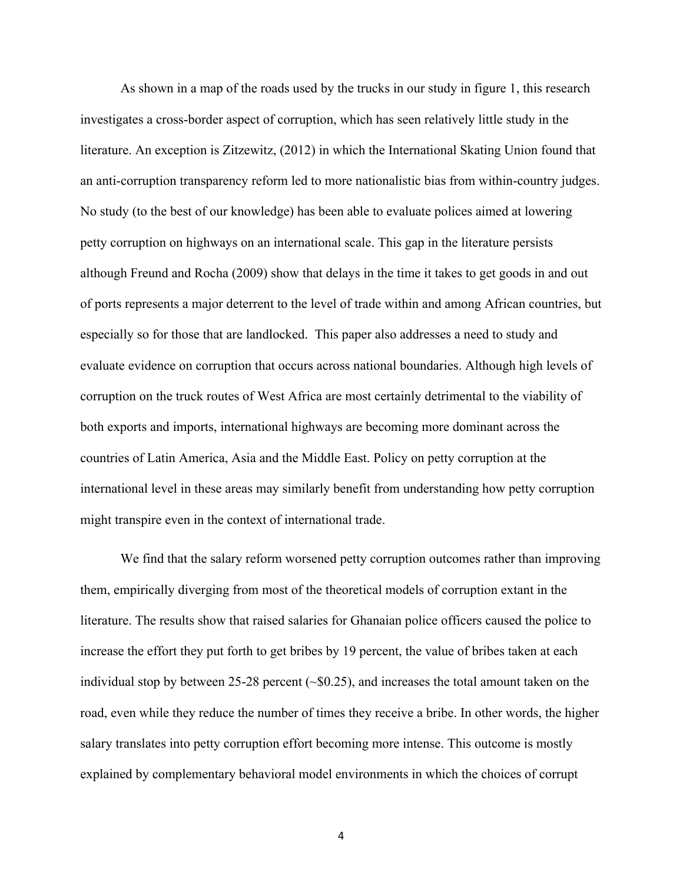As shown in a map of the roads used by the trucks in our study in figure 1, this research investigates a cross-border aspect of corruption, which has seen relatively little study in the literature. An exception is Zitzewitz, (2012) in which the International Skating Union found that an anti-corruption transparency reform led to more nationalistic bias from within-country judges. No study (to the best of our knowledge) has been able to evaluate polices aimed at lowering petty corruption on highways on an international scale. This gap in the literature persists although Freund and Rocha (2009) show that delays in the time it takes to get goods in and out of ports represents a major deterrent to the level of trade within and among African countries, but especially so for those that are landlocked. This paper also addresses a need to study and evaluate evidence on corruption that occurs across national boundaries. Although high levels of corruption on the truck routes of West Africa are most certainly detrimental to the viability of both exports and imports, international highways are becoming more dominant across the countries of Latin America, Asia and the Middle East. Policy on petty corruption at the international level in these areas may similarly benefit from understanding how petty corruption might transpire even in the context of international trade.

We find that the salary reform worsened petty corruption outcomes rather than improving them, empirically diverging from most of the theoretical models of corruption extant in the literature. The results show that raised salaries for Ghanaian police officers caused the police to increase the effort they put forth to get bribes by 19 percent, the value of bribes taken at each individual stop by between 25-28 percent (~$0.25), and increases the total amount taken on the road, even while they reduce the number of times they receive a bribe. In other words, the higher salary translates into petty corruption effort becoming more intense. This outcome is mostly explained by complementary behavioral model environments in which the choices of corrupt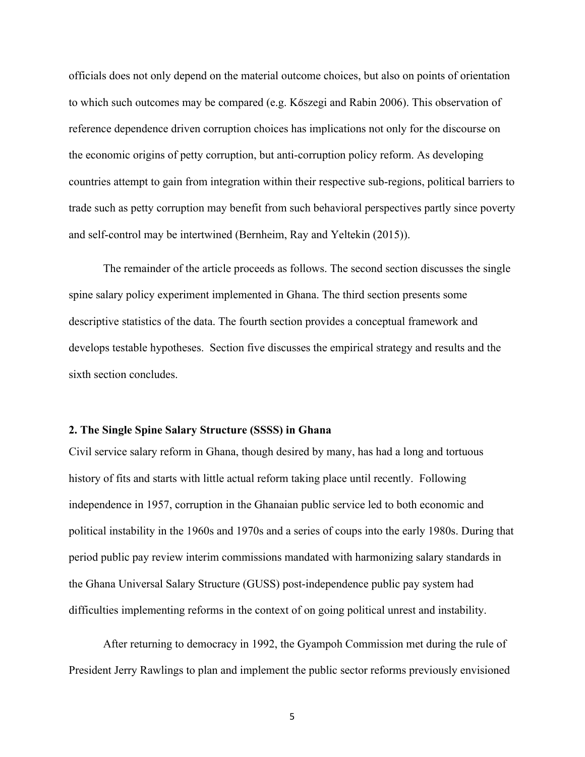officials does not only depend on the material outcome choices, but also on points of orientation to which such outcomes may be compared (e.g. Kőszegi and Rabin 2006). This observation of reference dependence driven corruption choices has implications not only for the discourse on the economic origins of petty corruption, but anti-corruption policy reform. As developing countries attempt to gain from integration within their respective sub-regions, political barriers to trade such as petty corruption may benefit from such behavioral perspectives partly since poverty and self-control may be intertwined (Bernheim, Ray and Yeltekin (2015)).

The remainder of the article proceeds as follows. The second section discusses the single spine salary policy experiment implemented in Ghana. The third section presents some descriptive statistics of the data. The fourth section provides a conceptual framework and develops testable hypotheses. Section five discusses the empirical strategy and results and the sixth section concludes.

## 2. The Single Spine Salary Structure (SSSS) in Ghana

Civil service salary reform in Ghana, though desired by many, has had a long and tortuous history of fits and starts with little actual reform taking place until recently. Following independence in 1957, corruption in the Ghanaian public service led to both economic and political instability in the 1960s and 1970s and a series of coups into the early 1980s. During that period public pay review interim commissions mandated with harmonizing salary standards in the Ghana Universal Salary Structure (GUSS) post-independence public pay system had difficulties implementing reforms in the context of on going political unrest and instability.

After returning to democracy in 1992, the Gyampoh Commission met during the rule of President Jerry Rawlings to plan and implement the public sector reforms previously envisioned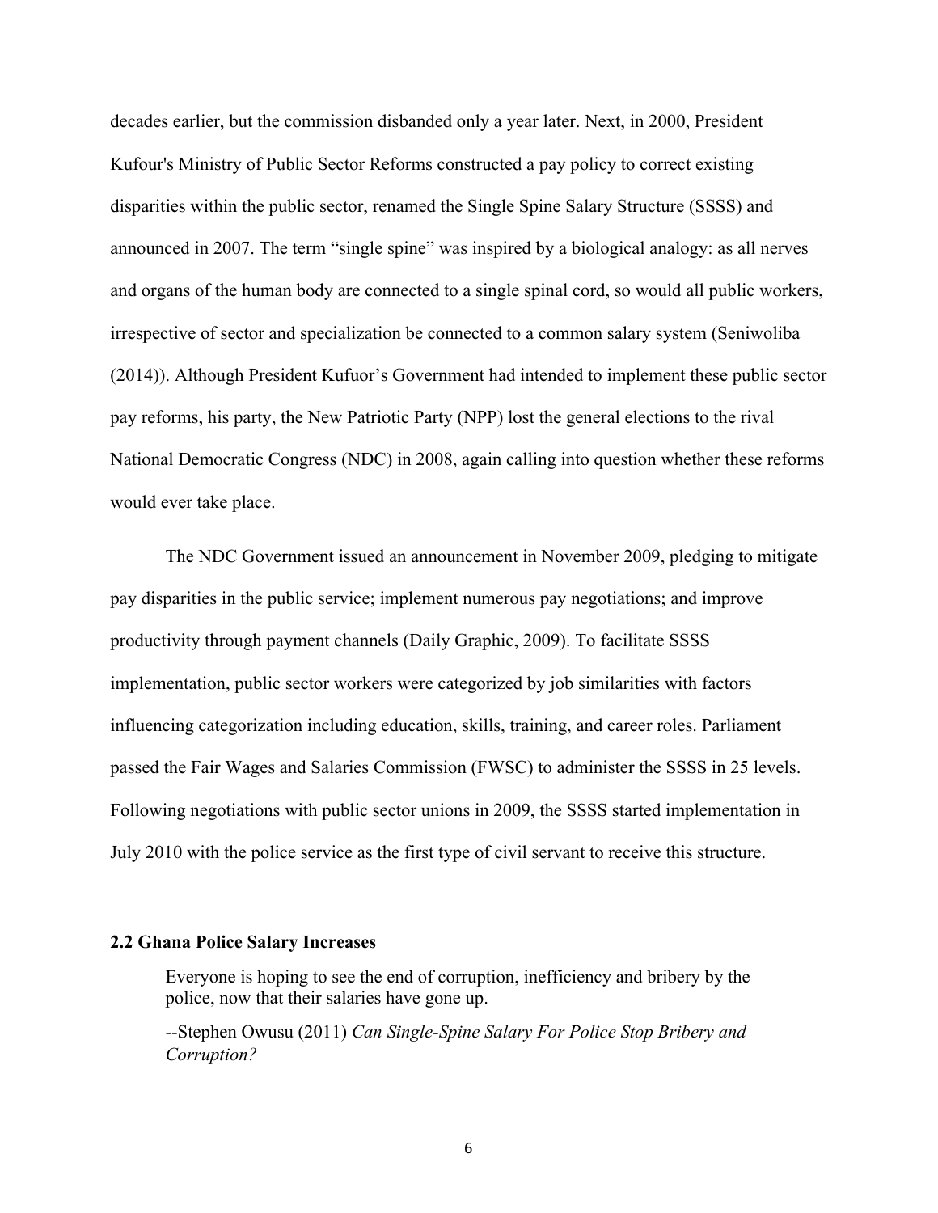decades earlier, but the commission disbanded only a year later. Next, in 2000, President Kufour's Ministry of Public Sector Reforms constructed a pay policy to correct existing disparities within the public sector, renamed the Single Spine Salary Structure (SSSS) and announced in 2007. The term "single spine" was inspired by a biological analogy: as all nerves and organs of the human body are connected to a single spinal cord, so would all public workers, irrespective of sector and specialization be connected to a common salary system (Seniwoliba (2014)). Although President Kufuor's Government had intended to implement these public sector pay reforms, his party, the New Patriotic Party (NPP) lost the general elections to the rival National Democratic Congress (NDC) in 2008, again calling into question whether these reforms would ever take place.

The NDC Government issued an announcement in November 2009, pledging to mitigate pay disparities in the public service; implement numerous pay negotiations; and improve productivity through payment channels (Daily Graphic, 2009). To facilitate SSSS implementation, public sector workers were categorized by job similarities with factors influencing categorization including education, skills, training, and career roles. Parliament passed the Fair Wages and Salaries Commission (FWSC) to administer the SSSS in 25 levels. Following negotiations with public sector unions in 2009, the SSSS started implementation in July 2010 with the police service as the first type of civil servant to receive this structure.

### 2.2 Ghana Police Salary Increases

> Everyone is hoping to see the end of corruption, inefficiency and bribery by the police, now that their salaries have gone up.
>
> --Stephen Owusu (2011) *Can Single-Spine Salary For Police Stop Bribery and Corruption?*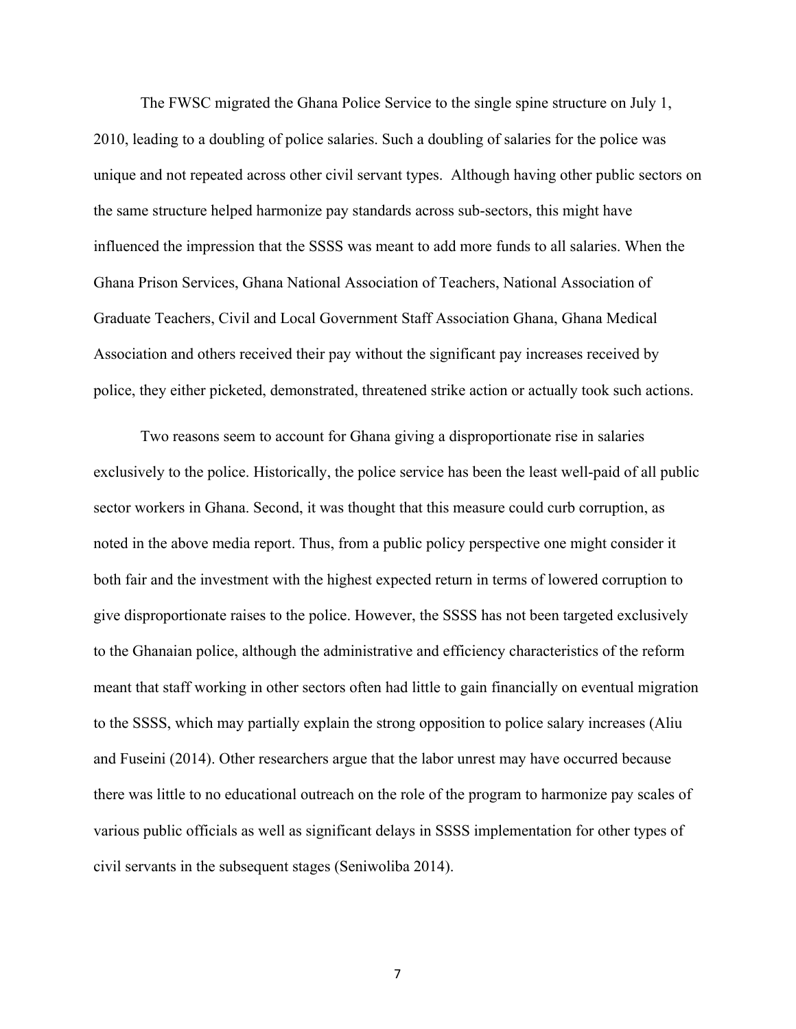The FWSC migrated the Ghana Police Service to the single spine structure on July 1, 2010, leading to a doubling of police salaries. Such a doubling of salaries for the police was unique and not repeated across other civil servant types. Although having other public sectors on the same structure helped harmonize pay standards across sub-sectors, this might have influenced the impression that the SSSS was meant to add more funds to all salaries. When the Ghana Prison Services, Ghana National Association of Teachers, National Association of Graduate Teachers, Civil and Local Government Staff Association Ghana, Ghana Medical Association and others received their pay without the significant pay increases received by police, they either picketed, demonstrated, threatened strike action or actually took such actions.

Two reasons seem to account for Ghana giving a disproportionate rise in salaries exclusively to the police. Historically, the police service has been the least well-paid of all public sector workers in Ghana. Second, it was thought that this measure could curb corruption, as noted in the above media report. Thus, from a public policy perspective one might consider it both fair and the investment with the highest expected return in terms of lowered corruption to give disproportionate raises to the police. However, the SSSS has not been targeted exclusively to the Ghanaian police, although the administrative and efficiency characteristics of the reform meant that staff working in other sectors often had little to gain financially on eventual migration to the SSSS, which may partially explain the strong opposition to police salary increases (Aliu and Fuseini (2014). Other researchers argue that the labor unrest may have occurred because there was little to no educational outreach on the role of the program to harmonize pay scales of various public officials as well as significant delays in SSSS implementation for other types of civil servants in the subsequent stages (Seniwoliba 2014).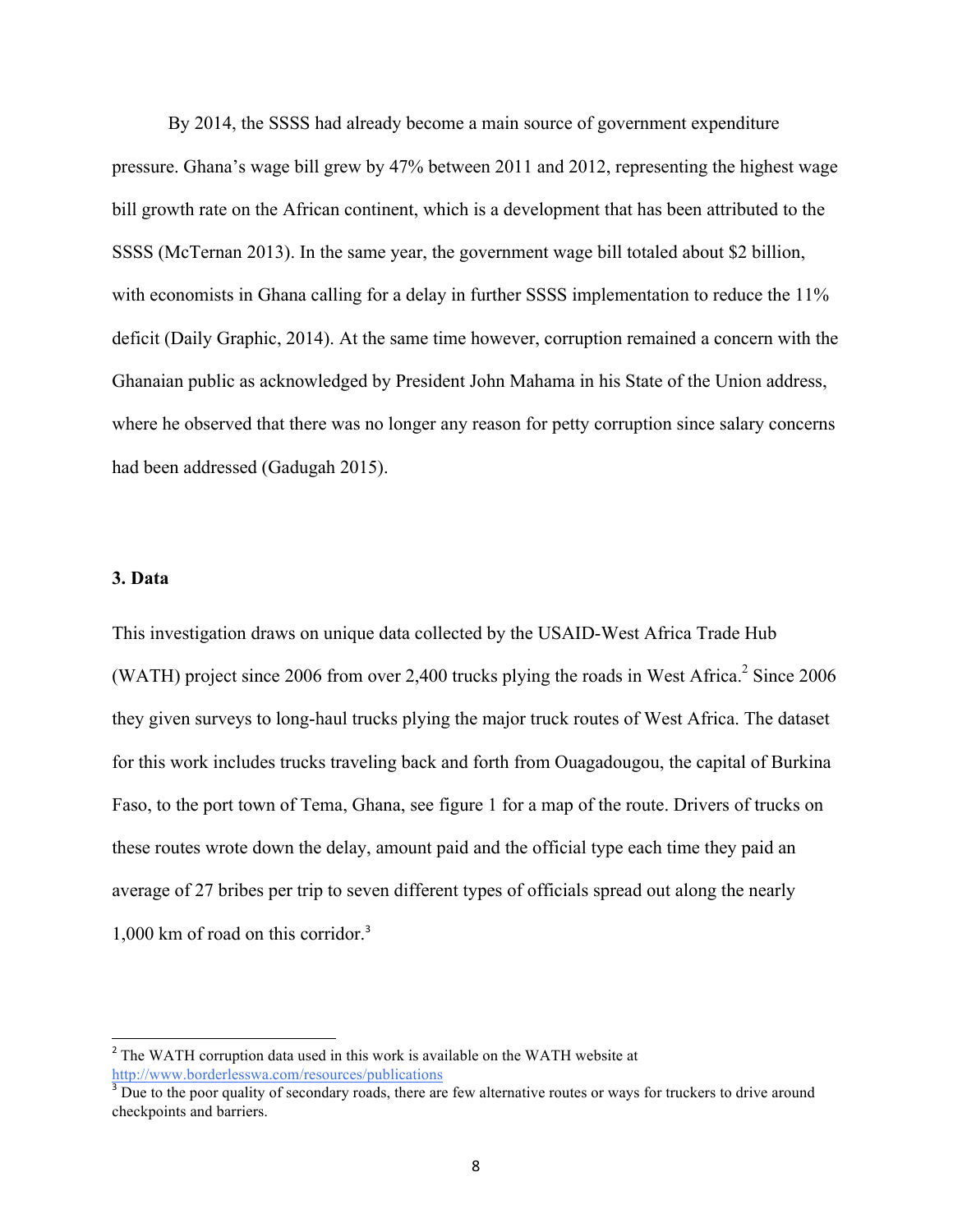By 2014, the SSSS had already become a main source of government expenditure pressure. Ghana's wage bill grew by 47% between 2011 and 2012, representing the highest wage bill growth rate on the African continent, which is a development that has been attributed to the SSSS (McTernan 2013). In the same year, the government wage bill totaled about $2 billion, with economists in Ghana calling for a delay in further SSSS implementation to reduce the 11% deficit (Daily Graphic, 2014). At the same time however, corruption remained a concern with the Ghanaian public as acknowledged by President John Mahama in his State of the Union address, where he observed that there was no longer any reason for petty corruption since salary concerns had been addressed (Gadugah 2015).

### 3. Data

This investigation draws on unique data collected by the USAID-West Africa Trade Hub (WATH) project since 2006 from over 2,400 trucks plying the roads in West Africa.[2] Since 2006 they given surveys to long-haul trucks plying the major truck routes of West Africa. The dataset for this work includes trucks traveling back and forth from Ouagadougou, the capital of Burkina Faso, to the port town of Tema, Ghana, see figure 1 for a map of the route. Drivers of trucks on these routes wrote down the delay, amount paid and the official type each time they paid an average of 27 bribes per trip to seven different types of officials spread out along the nearly 1,000 km of road on this corridor.[3]

---

[2] The WATH corruption data used in this work is available on the WATH website at http://www.borderlesswa.com/resources/publications

[3] Due to the poor quality of secondary roads, there are few alternative routes or ways for truckers to drive around checkpoints and barriers.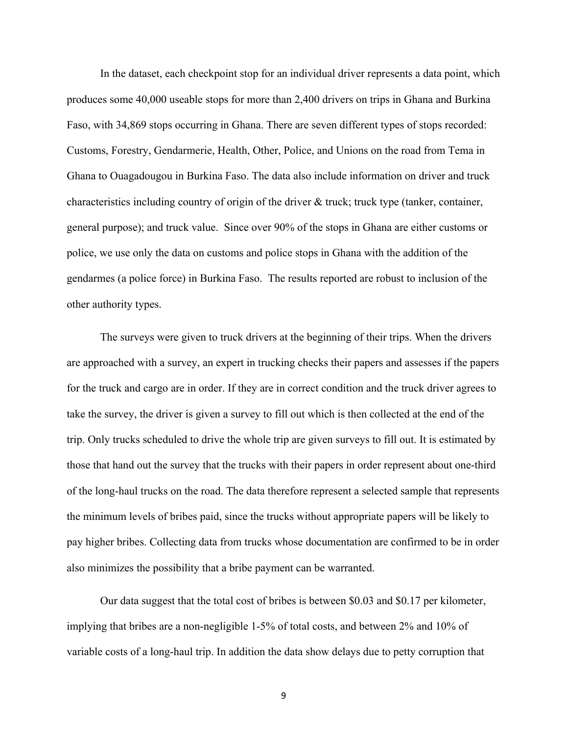In the dataset, each checkpoint stop for an individual driver represents a data point, which produces some 40,000 useable stops for more than 2,400 drivers on trips in Ghana and Burkina Faso, with 34,869 stops occurring in Ghana. There are seven different types of stops recorded: Customs, Forestry, Gendarmerie, Health, Other, Police, and Unions on the road from Tema in Ghana to Ouagadougou in Burkina Faso. The data also include information on driver and truck characteristics including country of origin of the driver & truck; truck type (tanker, container, general purpose); and truck value. Since over 90% of the stops in Ghana are either customs or police, we use only the data on customs and police stops in Ghana with the addition of the gendarmes (a police force) in Burkina Faso. The results reported are robust to inclusion of the other authority types.

The surveys were given to truck drivers at the beginning of their trips. When the drivers are approached with a survey, an expert in trucking checks their papers and assesses if the papers for the truck and cargo are in order. If they are in correct condition and the truck driver agrees to take the survey, the driver is given a survey to fill out which is then collected at the end of the trip. Only trucks scheduled to drive the whole trip are given surveys to fill out. It is estimated by those that hand out the survey that the trucks with their papers in order represent about one-third of the long-haul trucks on the road. The data therefore represent a selected sample that represents the minimum levels of bribes paid, since the trucks without appropriate papers will be likely to pay higher bribes. Collecting data from trucks whose documentation are confirmed to be in order also minimizes the possibility that a bribe payment can be warranted.

Our data suggest that the total cost of bribes is between \$0.03 and \$0.17 per kilometer, implying that bribes are a non-negligible 1-5% of total costs, and between 2% and 10% of variable costs of a long-haul trip. In addition the data show delays due to petty corruption that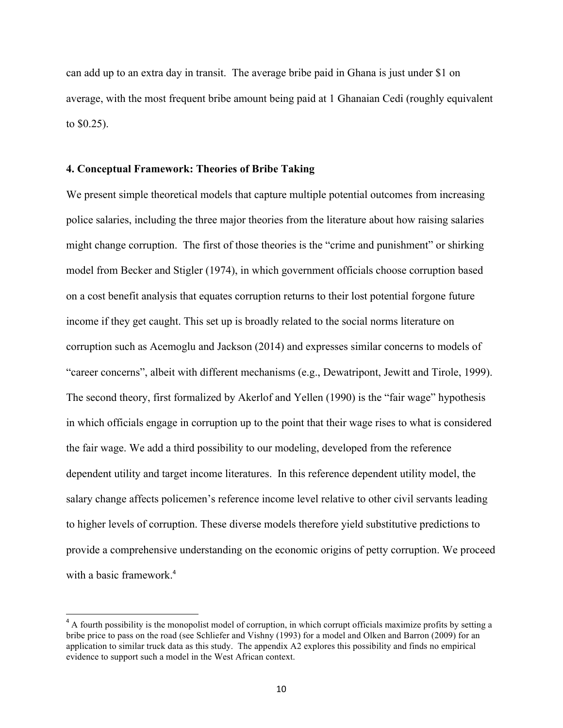can add up to an extra day in transit. The average bribe paid in Ghana is just under $1 on average, with the most frequent bribe amount being paid at 1 Ghanaian Cedi (roughly equivalent to $0.25).

## 4. Conceptual Framework: Theories of Bribe Taking

We present simple theoretical models that capture multiple potential outcomes from increasing police salaries, including the three major theories from the literature about how raising salaries might change corruption. The first of those theories is the "crime and punishment" or shirking model from Becker and Stigler (1974), in which government officials choose corruption based on a cost benefit analysis that equates corruption returns to their lost potential forgone future income if they get caught. This set up is broadly related to the social norms literature on corruption such as Acemoglu and Jackson (2014) and expresses similar concerns to models of "career concerns", albeit with different mechanisms (e.g., Dewatripont, Jewitt and Tirole, 1999). The second theory, first formalized by Akerlof and Yellen (1990) is the "fair wage" hypothesis in which officials engage in corruption up to the point that their wage rises to what is considered the fair wage. We add a third possibility to our modeling, developed from the reference dependent utility and target income literatures. In this reference dependent utility model, the salary change affects policemen's reference income level relative to other civil servants leading to higher levels of corruption. These diverse models therefore yield substitutive predictions to provide a comprehensive understanding on the economic origins of petty corruption. We proceed with a basic framework.[4]

[4] A fourth possibility is the monopolist model of corruption, in which corrupt officials maximize profits by setting a bribe price to pass on the road (see Schliefer and Vishny (1993) for a model and Olken and Barron (2009) for an application to similar truck data as this study. The appendix A2 explores this possibility and finds no empirical evidence to support such a model in the West African context.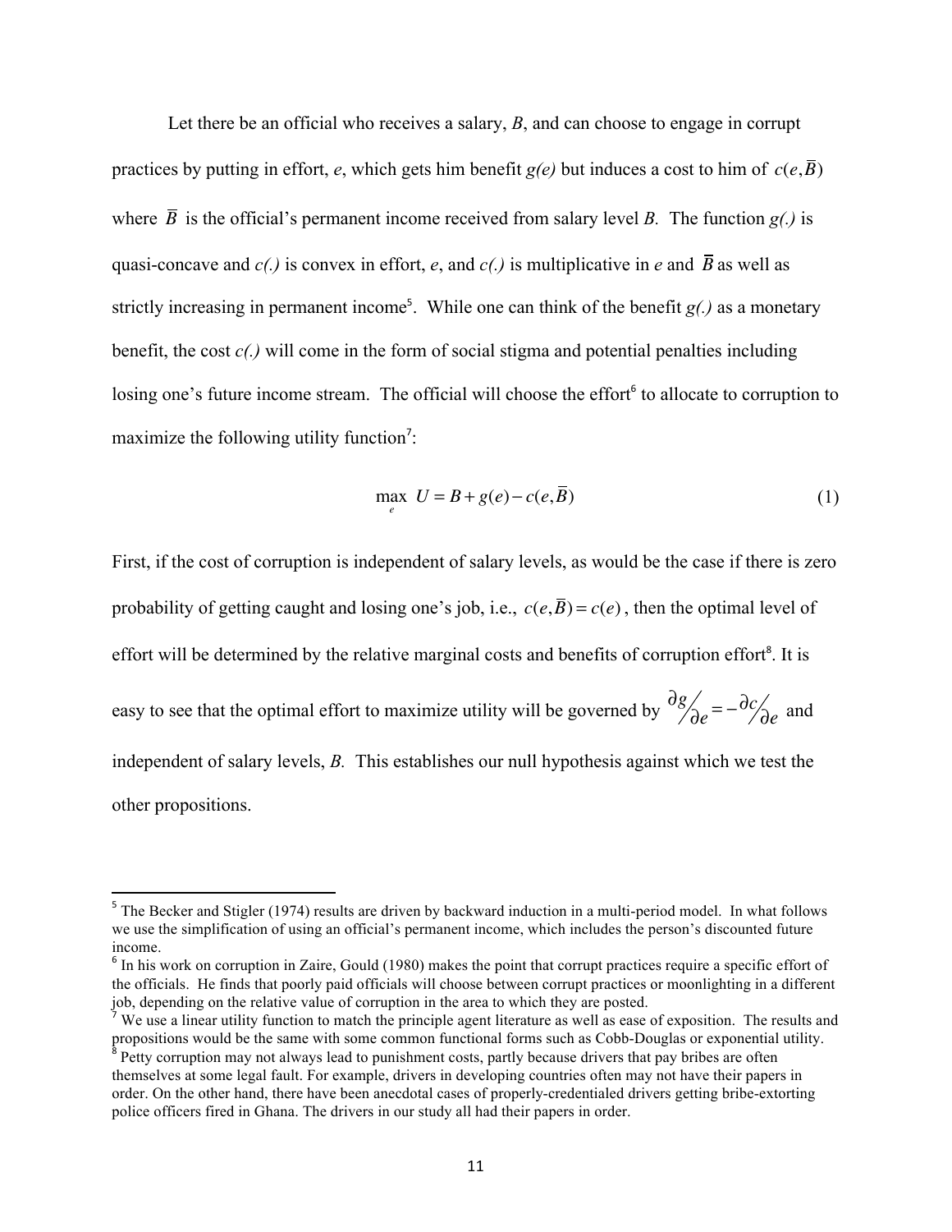Let there be an official who receives a salary, *B*, and can choose to engage in corrupt practices by putting in effort, *e*, which gets him benefit *g(e)* but induces a cost to him of $c(e, \bar{B})$ where $\bar{B}$ is the official's permanent income received from salary level *B*. The function *g(.)* is quasi-concave and *c(.)* is convex in effort, *e*, and *c(.)* is multiplicative in *e* and $\bar{B}$ as well as strictly increasing in permanent income[5]. While one can think of the benefit *g(.)* as a monetary benefit, the cost *c(.)* will come in the form of social stigma and potential penalties including losing one's future income stream. The official will choose the effort[6] to allocate to corruption to maximize the following utility function[7]:

$$\max_{e} \; U = B + g(e) - c(e, \bar{B}) \tag{1}$$

First, if the cost of corruption is independent of salary levels, as would be the case if there is zero probability of getting caught and losing one's job, i.e., $c(e, \bar{B}) = c(e)$, then the optimal level of effort will be determined by the relative marginal costs and benefits of corruption effort[8]. It is easy to see that the optimal effort to maximize utility will be governed by $\partial g / \partial e = -\partial c / \partial e$ and independent of salary levels, *B*. This establishes our null hypothesis against which we test the other propositions.

---

[5] The Becker and Stigler (1974) results are driven by backward induction in a multi-period model. In what follows we use the simplification of using an official's permanent income, which includes the person's discounted future income.

[6] In his work on corruption in Zaire, Gould (1980) makes the point that corrupt practices require a specific effort of the officials. He finds that poorly paid officials will choose between corrupt practices or moonlighting in a different job, depending on the relative value of corruption in the area to which they are posted.

[7] We use a linear utility function to match the principle agent literature as well as ease of exposition. The results and propositions would be the same with some common functional forms such as Cobb-Douglas or exponential utility.

[8] Petty corruption may not always lead to punishment costs, partly because drivers that pay bribes are often themselves at some legal fault. For example, drivers in developing countries often may not have their papers in order. On the other hand, there have been anecdotal cases of properly-credentialed drivers getting bribe-extorting police officers fired in Ghana. The drivers in our study all had their papers in order.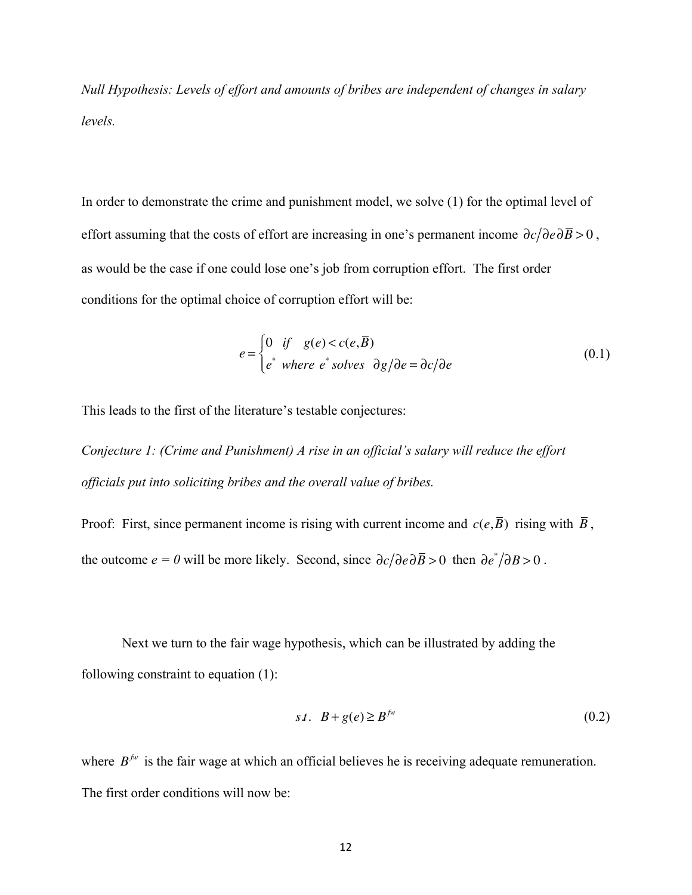*Null Hypothesis: Levels of effort and amounts of bribes are independent of changes in salary levels.*

In order to demonstrate the crime and punishment model, we solve (1) for the optimal level of effort assuming that the costs of effort are increasing in one's permanent income $\partial c/\partial e\partial \bar{B} > 0$, as would be the case if one could lose one's job from corruption effort. The first order conditions for the optimal choice of corruption effort will be:

$$e = \begin{cases} 0 & if \quad g(e) < c(e, \bar{B}) \\ e^* & where \ e^* \ solves \quad \partial g/\partial e = \partial c/\partial e \end{cases} \tag{0.1}$$

This leads to the first of the literature's testable conjectures:

*Conjecture 1: (Crime and Punishment) A rise in an official's salary will reduce the effort officials put into soliciting bribes and the overall value of bribes.*

Proof: First, since permanent income is rising with current income and $c(e, \bar{B})$ rising with $\bar{B}$, the outcome *e = 0* will be more likely. Second, since $\partial c/\partial e\partial \bar{B} > 0$ then $\partial e^*/\partial B > 0$.

Next we turn to the fair wage hypothesis, which can be illustrated by adding the following constraint to equation (1):

$$s.t. \quad B + g(e) \geq B^{fw} \tag{0.2}$$

where $B^{fw}$ is the fair wage at which an official believes he is receiving adequate remuneration. The first order conditions will now be: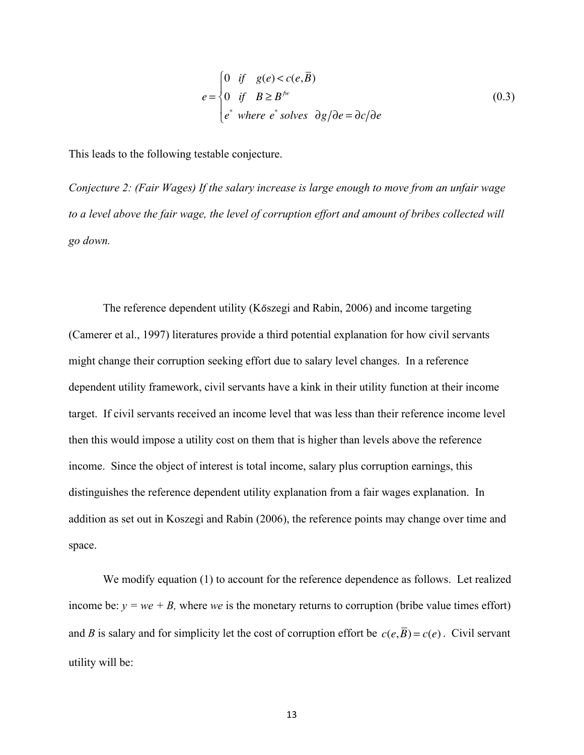$$
e = \begin{cases} 0 & if \quad g(e) < c(e, \overline{B}) \\ 0 & if \quad B \geq B^{fw} \\ e^* & where\ e^*\ solves \quad \partial g / \partial e = \partial c / \partial e \end{cases} \tag{0.3}
$$

This leads to the following testable conjecture.

*Conjecture 2: (Fair Wages) If the salary increase is large enough to move from an unfair wage to a level above the fair wage, the level of corruption effort and amount of bribes collected will go down.*

The reference dependent utility (Kőszegi and Rabin, 2006) and income targeting (Camerer et al., 1997) literatures provide a third potential explanation for how civil servants might change their corruption seeking effort due to salary level changes. In a reference dependent utility framework, civil servants have a kink in their utility function at their income target. If civil servants received an income level that was less than their reference income level then this would impose a utility cost on them that is higher than levels above the reference income. Since the object of interest is total income, salary plus corruption earnings, this distinguishes the reference dependent utility explanation from a fair wages explanation. In addition as set out in Koszegi and Rabin (2006), the reference points may change over time and space.

We modify equation (1) to account for the reference dependence as follows. Let realized income be: $y = we + B$, where $we$ is the monetary returns to corruption (bribe value times effort) and $B$ is salary and for simplicity let the cost of corruption effort be $c(e, \overline{B}) = c(e)$. Civil servant utility will be: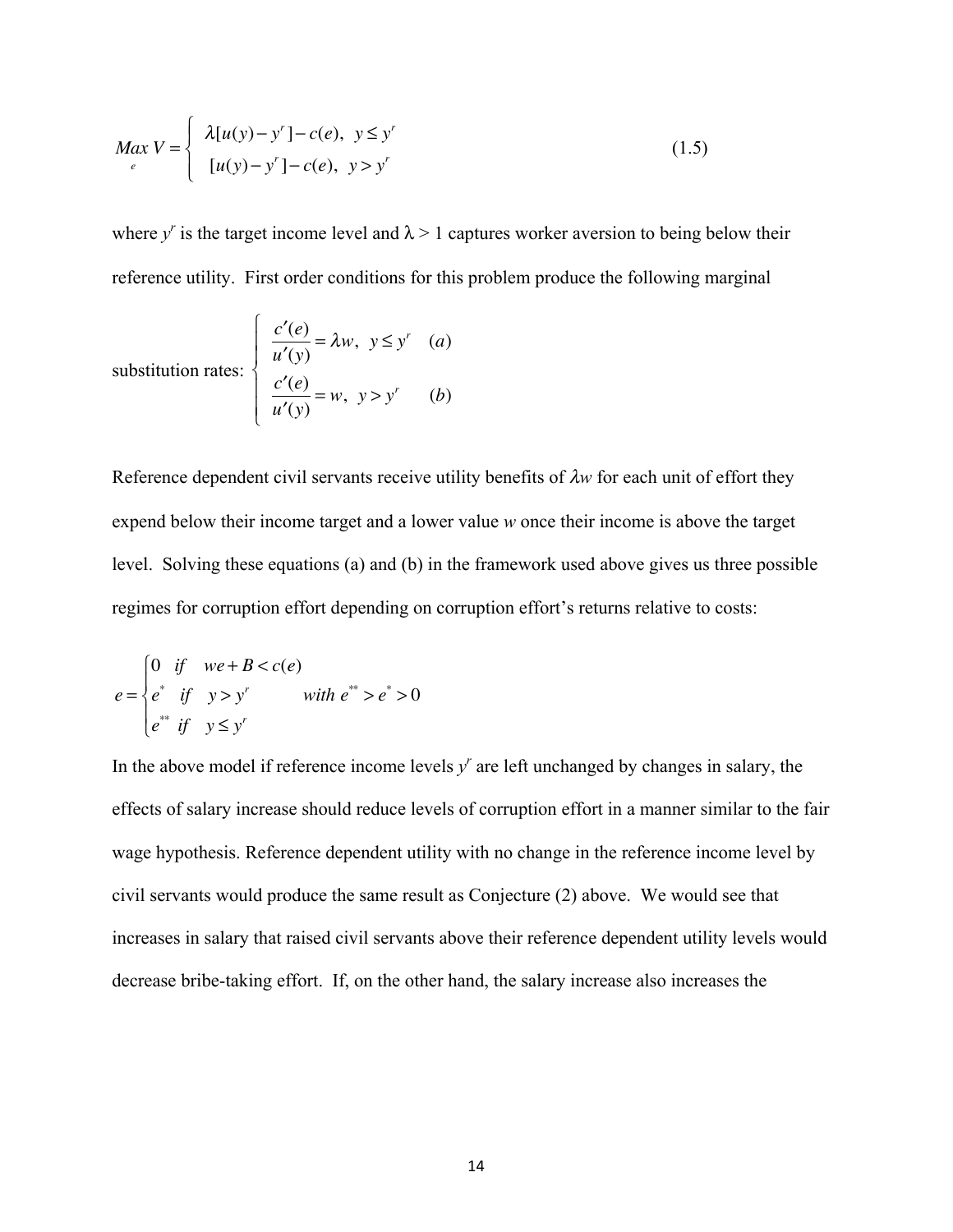$$\underset{e}{Max}\ V = \begin{cases} \lambda[u(y) - y^r] - c(e), & y \leq y^r \\ [u(y) - y^r] - c(e), & y > y^r \end{cases} \tag{1.5}$$

where $y^r$ is the target income level and $\lambda > 1$ captures worker aversion to being below their reference utility. First order conditions for this problem produce the following marginal substitution rates:

$$\begin{cases} \dfrac{c'(e)}{u'(y)} = \lambda w, \ \ y \leq y^r & (a) \\ \dfrac{c'(e)}{u'(y)} = w, \ \ y > y^r & (b) \end{cases}$$

Reference dependent civil servants receive utility benefits of $\lambda w$ for each unit of effort they expend below their income target and a lower value $w$ once their income is above the target level. Solving these equations (a) and (b) in the framework used above gives us three possible regimes for corruption effort depending on corruption effort's returns relative to costs:

$$e = \begin{cases} 0 & if \quad we + B < c(e) \\ e^* & if \quad y > y^r \\ e^{**} & if \quad y \leq y^r \end{cases} \qquad with\ e^{**} > e^* > 0$$

In the above model if reference income levels $y^r$ are left unchanged by changes in salary, the effects of salary increase should reduce levels of corruption effort in a manner similar to the fair wage hypothesis. Reference dependent utility with no change in the reference income level by civil servants would produce the same result as Conjecture (2) above. We would see that increases in salary that raised civil servants above their reference dependent utility levels would decrease bribe-taking effort. If, on the other hand, the salary increase also increases the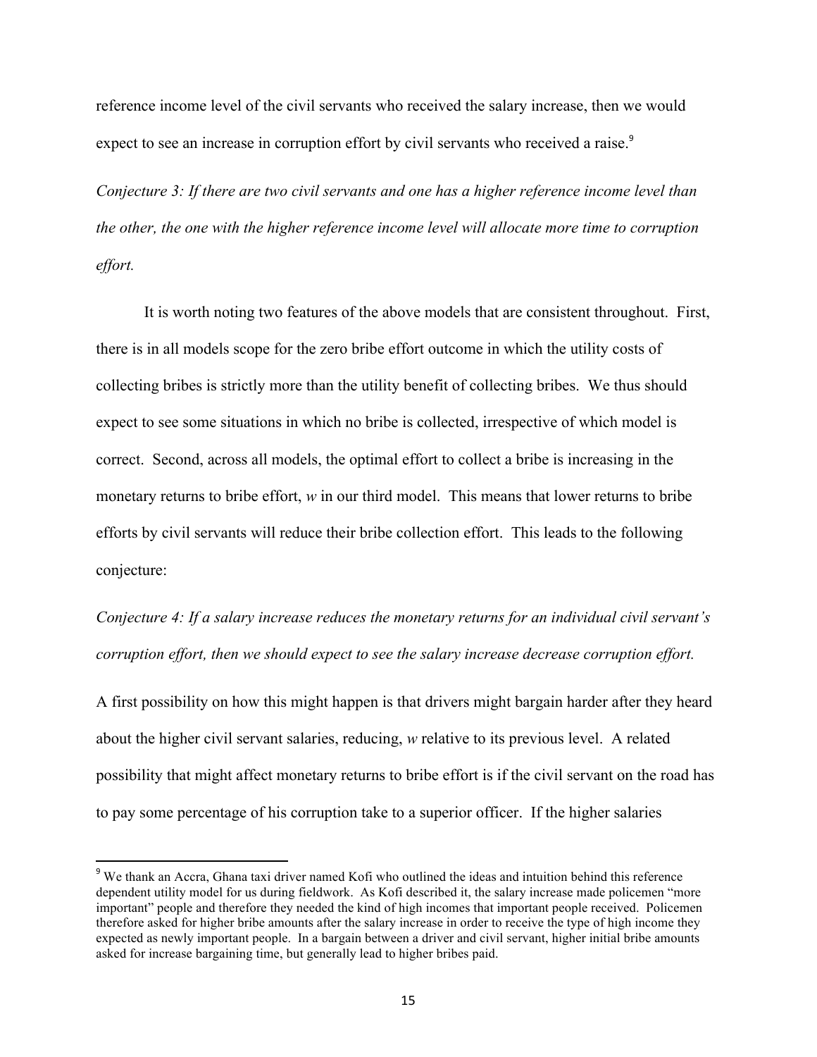reference income level of the civil servants who received the salary increase, then we would expect to see an increase in corruption effort by civil servants who received a raise.[9]

*Conjecture 3: If there are two civil servants and one has a higher reference income level than the other, the one with the higher reference income level will allocate more time to corruption effort.*

It is worth noting two features of the above models that are consistent throughout. First, there is in all models scope for the zero bribe effort outcome in which the utility costs of collecting bribes is strictly more than the utility benefit of collecting bribes. We thus should expect to see some situations in which no bribe is collected, irrespective of which model is correct. Second, across all models, the optimal effort to collect a bribe is increasing in the monetary returns to bribe effort, $w$ in our third model. This means that lower returns to bribe efforts by civil servants will reduce their bribe collection effort. This leads to the following conjecture:

*Conjecture 4: If a salary increase reduces the monetary returns for an individual civil servant's corruption effort, then we should expect to see the salary increase decrease corruption effort.*

A first possibility on how this might happen is that drivers might bargain harder after they heard about the higher civil servant salaries, reducing, $w$ relative to its previous level. A related possibility that might affect monetary returns to bribe effort is if the civil servant on the road has to pay some percentage of his corruption take to a superior officer. If the higher salaries

[9] We thank an Accra, Ghana taxi driver named Kofi who outlined the ideas and intuition behind this reference dependent utility model for us during fieldwork. As Kofi described it, the salary increase made policemen "more important" people and therefore they needed the kind of high incomes that important people received. Policemen therefore asked for higher bribe amounts after the salary increase in order to receive the type of high income they expected as newly important people. In a bargain between a driver and civil servant, higher initial bribe amounts asked for increase bargaining time, but generally lead to higher bribes paid.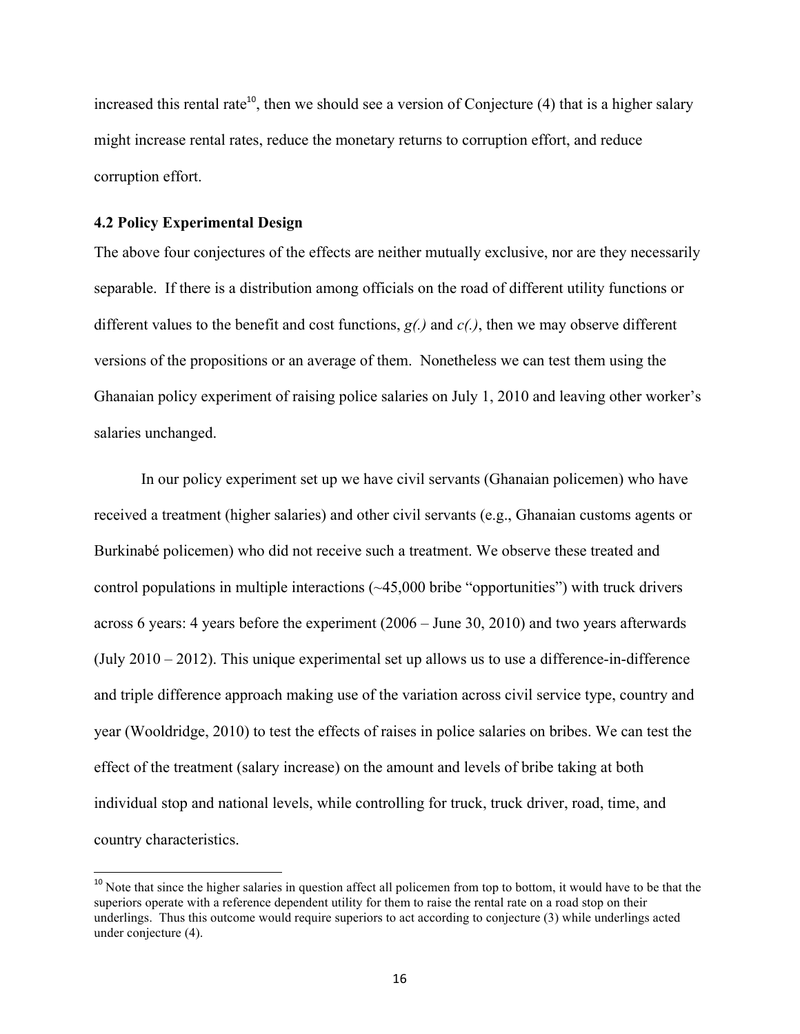increased this rental rate[10], then we should see a version of Conjecture (4) that is a higher salary might increase rental rates, reduce the monetary returns to corruption effort, and reduce corruption effort.

### 4.2 Policy Experimental Design

The above four conjectures of the effects are neither mutually exclusive, nor are they necessarily separable. If there is a distribution among officials on the road of different utility functions or different values to the benefit and cost functions, *g(.)* and *c(.)*, then we may observe different versions of the propositions or an average of them. Nonetheless we can test them using the Ghanaian policy experiment of raising police salaries on July 1, 2010 and leaving other worker's salaries unchanged.

In our policy experiment set up we have civil servants (Ghanaian policemen) who have received a treatment (higher salaries) and other civil servants (e.g., Ghanaian customs agents or Burkinabé policemen) who did not receive such a treatment. We observe these treated and control populations in multiple interactions (~45,000 bribe "opportunities") with truck drivers across 6 years: 4 years before the experiment (2006 – June 30, 2010) and two years afterwards (July 2010 – 2012). This unique experimental set up allows us to use a difference-in-difference and triple difference approach making use of the variation across civil service type, country and year (Wooldridge, 2010) to test the effects of raises in police salaries on bribes. We can test the effect of the treatment (salary increase) on the amount and levels of bribe taking at both individual stop and national levels, while controlling for truck, truck driver, road, time, and country characteristics.

---

[10] Note that since the higher salaries in question affect all policemen from top to bottom, it would have to be that the superiors operate with a reference dependent utility for them to raise the rental rate on a road stop on their underlings. Thus this outcome would require superiors to act according to conjecture (3) while underlings acted under conjecture (4).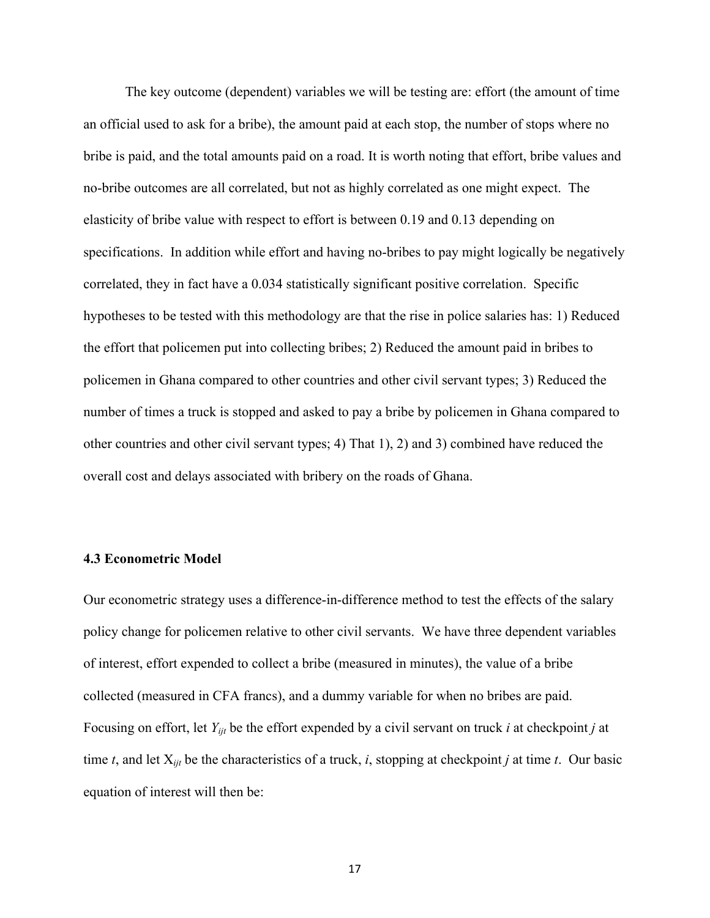The key outcome (dependent) variables we will be testing are: effort (the amount of time an official used to ask for a bribe), the amount paid at each stop, the number of stops where no bribe is paid, and the total amounts paid on a road. It is worth noting that effort, bribe values and no-bribe outcomes are all correlated, but not as highly correlated as one might expect. The elasticity of bribe value with respect to effort is between 0.19 and 0.13 depending on specifications. In addition while effort and having no-bribes to pay might logically be negatively correlated, they in fact have a 0.034 statistically significant positive correlation. Specific hypotheses to be tested with this methodology are that the rise in police salaries has: 1) Reduced the effort that policemen put into collecting bribes; 2) Reduced the amount paid in bribes to policemen in Ghana compared to other countries and other civil servant types; 3) Reduced the number of times a truck is stopped and asked to pay a bribe by policemen in Ghana compared to other countries and other civil servant types; 4) That 1), 2) and 3) combined have reduced the overall cost and delays associated with bribery on the roads of Ghana.

### 4.3 Econometric Model

Our econometric strategy uses a difference-in-difference method to test the effects of the salary policy change for policemen relative to other civil servants. We have three dependent variables of interest, effort expended to collect a bribe (measured in minutes), the value of a bribe collected (measured in CFA francs), and a dummy variable for when no bribes are paid. Focusing on effort, let $Y_{ijt}$ be the effort expended by a civil servant on truck *i* at checkpoint *j* at time *t*, and let $X_{ijt}$ be the characteristics of a truck, *i*, stopping at checkpoint *j* at time *t*. Our basic equation of interest will then be: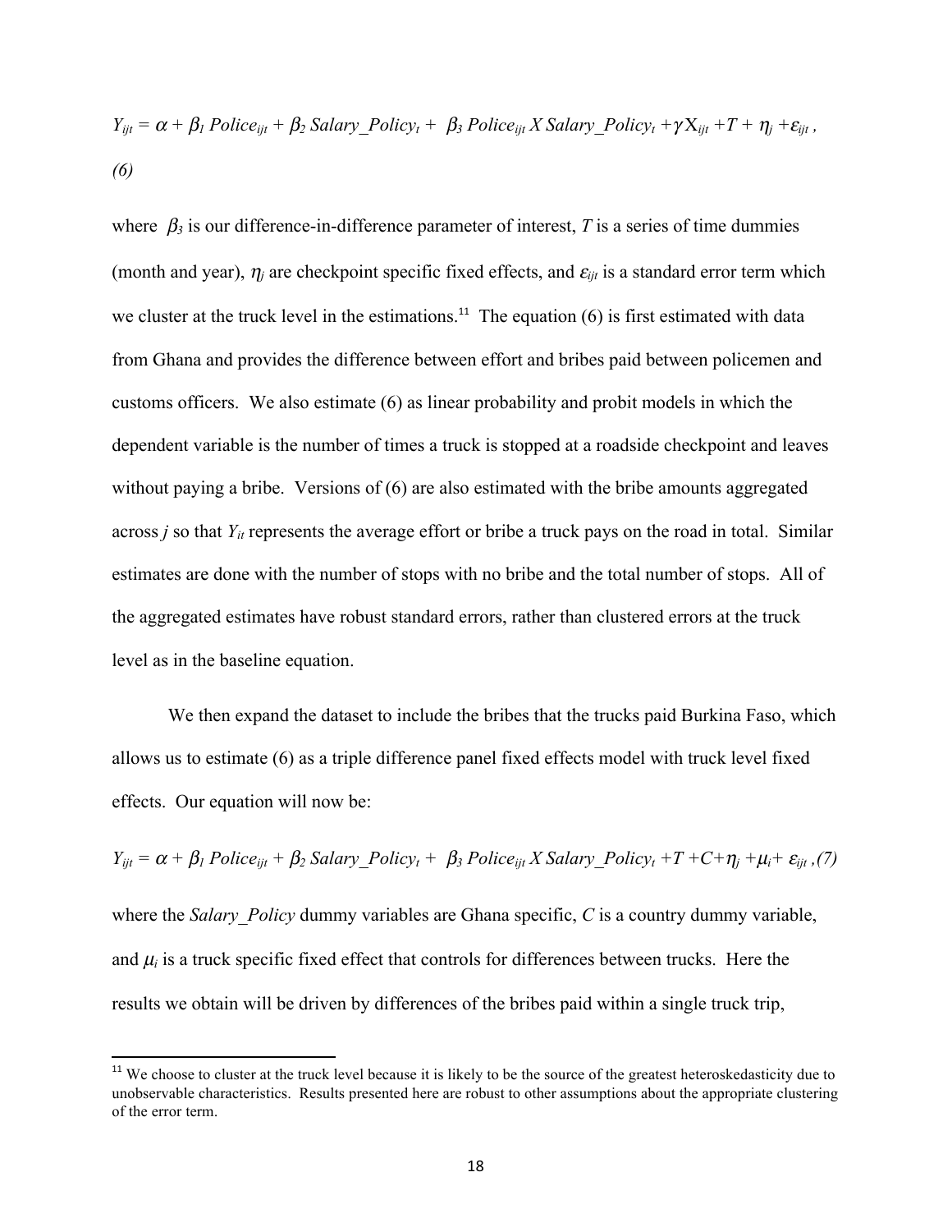$$Y_{ijt} = \alpha + \beta_1\, Police_{ijt} + \beta_2\, Salary\_Policy_t + \beta_3\, Police_{ijt}\, X\, Salary\_Policy_t + \gamma X_{ijt} + T + \eta_j + \varepsilon_{ijt}\,, \quad (6)$$

where $\beta_3$ is our difference-in-difference parameter of interest, $T$ is a series of time dummies (month and year), $\eta_j$ are checkpoint specific fixed effects, and $\varepsilon_{ijt}$ is a standard error term which we cluster at the truck level in the estimations.[11] The equation (6) is first estimated with data from Ghana and provides the difference between effort and bribes paid between policemen and customs officers. We also estimate (6) as linear probability and probit models in which the dependent variable is the number of times a truck is stopped at a roadside checkpoint and leaves without paying a bribe. Versions of (6) are also estimated with the bribe amounts aggregated across $j$ so that $Y_{it}$ represents the average effort or bribe a truck pays on the road in total. Similar estimates are done with the number of stops with no bribe and the total number of stops. All of the aggregated estimates have robust standard errors, rather than clustered errors at the truck level as in the baseline equation.

We then expand the dataset to include the bribes that the trucks paid Burkina Faso, which allows us to estimate (6) as a triple difference panel fixed effects model with truck level fixed effects. Our equation will now be:

$$Y_{ijt} = \alpha + \beta_1\, Police_{ijt} + \beta_2\, Salary\_Policy_t + \beta_3\, Police_{ijt}\, X\, Salary\_Policy_t + T + C + \eta_j + \mu_i + \varepsilon_{ijt}\,, \quad (7)$$

where the *Salary_Policy* dummy variables are Ghana specific, $C$ is a country dummy variable, and $\mu_i$ is a truck specific fixed effect that controls for differences between trucks. Here the results we obtain will be driven by differences of the bribes paid within a single truck trip,

[11] We choose to cluster at the truck level because it is likely to be the source of the greatest heteroskedasticity due to unobservable characteristics. Results presented here are robust to other assumptions about the appropriate clustering of the error term.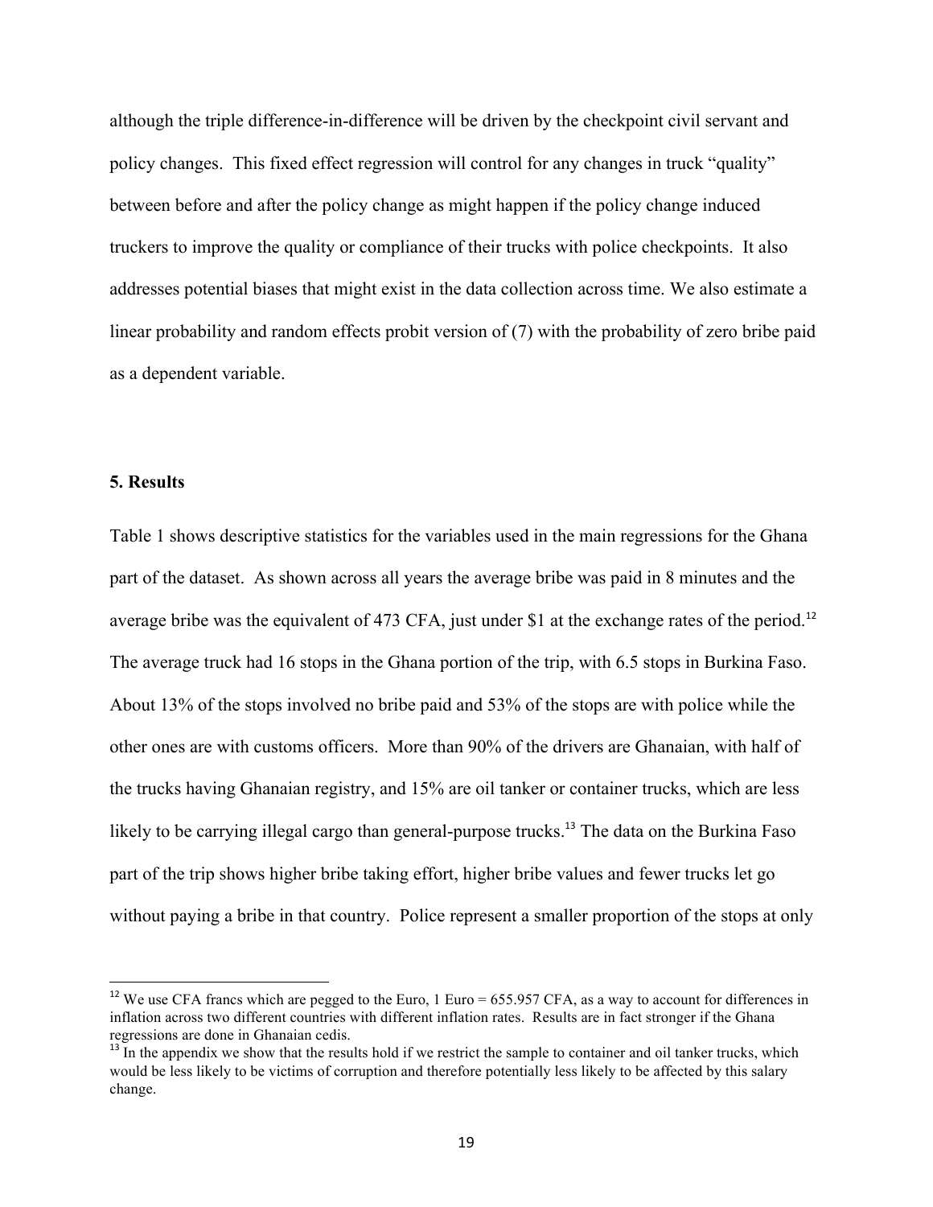although the triple difference-in-difference will be driven by the checkpoint civil servant and policy changes. This fixed effect regression will control for any changes in truck "quality" between before and after the policy change as might happen if the policy change induced truckers to improve the quality or compliance of their trucks with police checkpoints. It also addresses potential biases that might exist in the data collection across time. We also estimate a linear probability and random effects probit version of (7) with the probability of zero bribe paid as a dependent variable.

## 5. Results

Table 1 shows descriptive statistics for the variables used in the main regressions for the Ghana part of the dataset. As shown across all years the average bribe was paid in 8 minutes and the average bribe was the equivalent of 473 CFA, just under $1 at the exchange rates of the period.[12] The average truck had 16 stops in the Ghana portion of the trip, with 6.5 stops in Burkina Faso. About 13% of the stops involved no bribe paid and 53% of the stops are with police while the other ones are with customs officers. More than 90% of the drivers are Ghanaian, with half of the trucks having Ghanaian registry, and 15% are oil tanker or container trucks, which are less likely to be carrying illegal cargo than general-purpose trucks.[13] The data on the Burkina Faso part of the trip shows higher bribe taking effort, higher bribe values and fewer trucks let go without paying a bribe in that country. Police represent a smaller proportion of the stops at only

---

[12] We use CFA francs which are pegged to the Euro, 1 Euro = 655.957 CFA, as a way to account for differences in inflation across two different countries with different inflation rates. Results are in fact stronger if the Ghana regressions are done in Ghanaian cedis.

[13] In the appendix we show that the results hold if we restrict the sample to container and oil tanker trucks, which would be less likely to be victims of corruption and therefore potentially less likely to be affected by this salary change.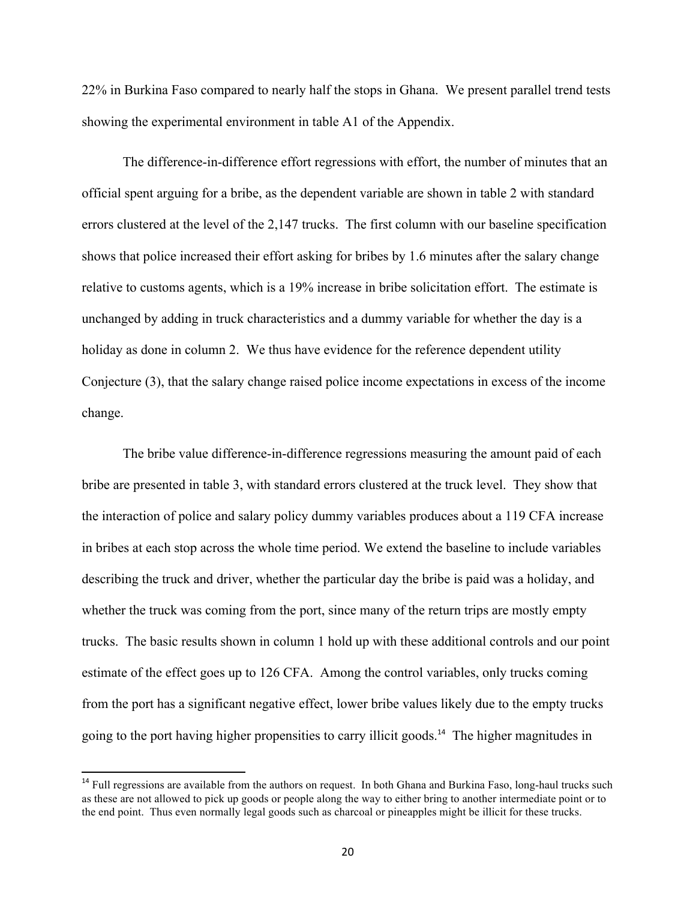22% in Burkina Faso compared to nearly half the stops in Ghana. We present parallel trend tests showing the experimental environment in table A1 of the Appendix.

The difference-in-difference effort regressions with effort, the number of minutes that an official spent arguing for a bribe, as the dependent variable are shown in table 2 with standard errors clustered at the level of the 2,147 trucks. The first column with our baseline specification shows that police increased their effort asking for bribes by 1.6 minutes after the salary change relative to customs agents, which is a 19% increase in bribe solicitation effort. The estimate is unchanged by adding in truck characteristics and a dummy variable for whether the day is a holiday as done in column 2. We thus have evidence for the reference dependent utility Conjecture (3), that the salary change raised police income expectations in excess of the income change.

The bribe value difference-in-difference regressions measuring the amount paid of each bribe are presented in table 3, with standard errors clustered at the truck level. They show that the interaction of police and salary policy dummy variables produces about a 119 CFA increase in bribes at each stop across the whole time period. We extend the baseline to include variables describing the truck and driver, whether the particular day the bribe is paid was a holiday, and whether the truck was coming from the port, since many of the return trips are mostly empty trucks. The basic results shown in column 1 hold up with these additional controls and our point estimate of the effect goes up to 126 CFA. Among the control variables, only trucks coming from the port has a significant negative effect, lower bribe values likely due to the empty trucks going to the port having higher propensities to carry illicit goods.[14] The higher magnitudes in

[14] Full regressions are available from the authors on request. In both Ghana and Burkina Faso, long-haul trucks such as these are not allowed to pick up goods or people along the way to either bring to another intermediate point or to the end point. Thus even normally legal goods such as charcoal or pineapples might be illicit for these trucks.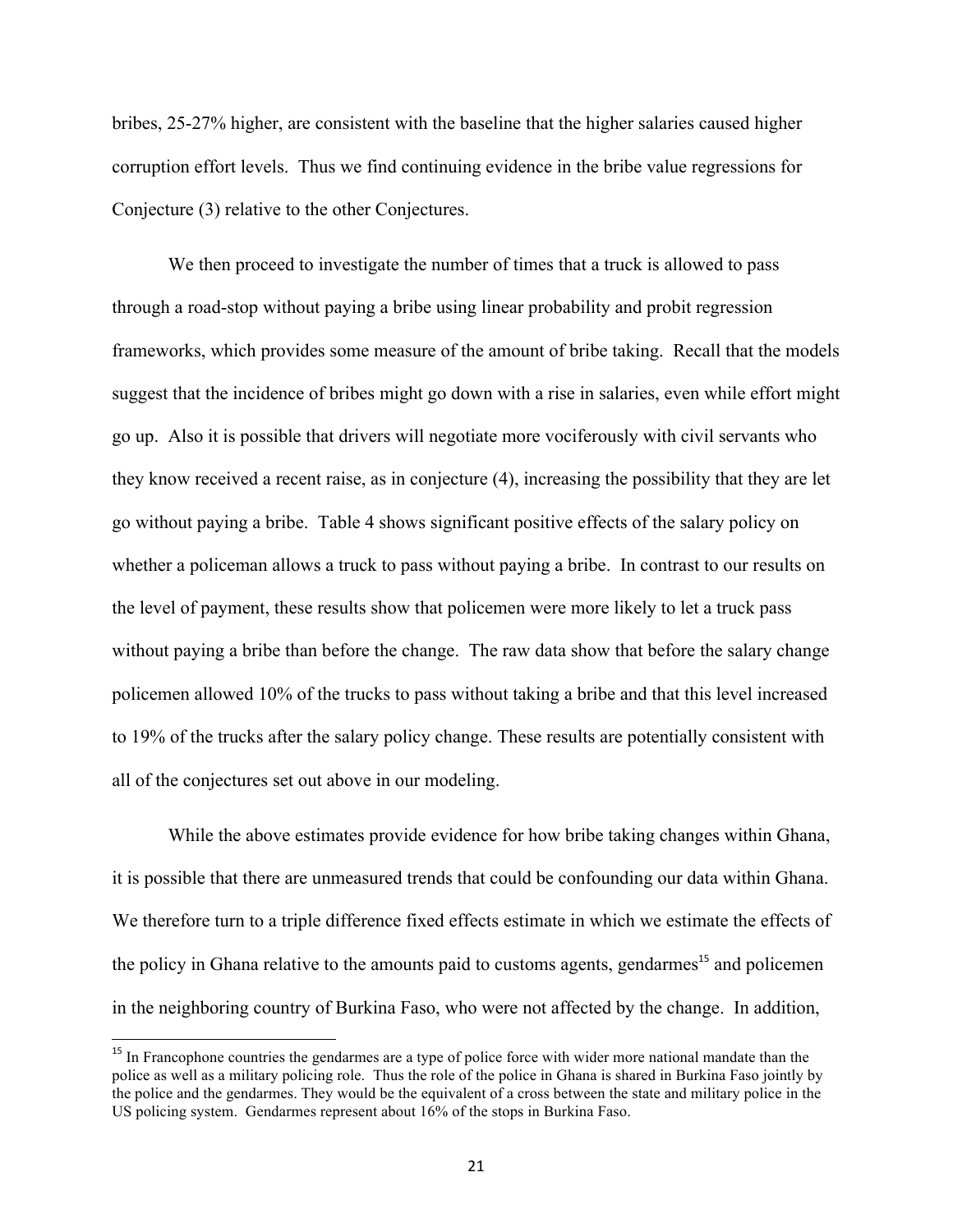bribes, 25-27% higher, are consistent with the baseline that the higher salaries caused higher corruption effort levels. Thus we find continuing evidence in the bribe value regressions for Conjecture (3) relative to the other Conjectures.

We then proceed to investigate the number of times that a truck is allowed to pass through a road-stop without paying a bribe using linear probability and probit regression frameworks, which provides some measure of the amount of bribe taking. Recall that the models suggest that the incidence of bribes might go down with a rise in salaries, even while effort might go up. Also it is possible that drivers will negotiate more vociferously with civil servants who they know received a recent raise, as in conjecture (4), increasing the possibility that they are let go without paying a bribe. Table 4 shows significant positive effects of the salary policy on whether a policeman allows a truck to pass without paying a bribe. In contrast to our results on the level of payment, these results show that policemen were more likely to let a truck pass without paying a bribe than before the change. The raw data show that before the salary change policemen allowed 10% of the trucks to pass without taking a bribe and that this level increased to 19% of the trucks after the salary policy change. These results are potentially consistent with all of the conjectures set out above in our modeling.

While the above estimates provide evidence for how bribe taking changes within Ghana, it is possible that there are unmeasured trends that could be confounding our data within Ghana. We therefore turn to a triple difference fixed effects estimate in which we estimate the effects of the policy in Ghana relative to the amounts paid to customs agents, gendarmes[15] and policemen in the neighboring country of Burkina Faso, who were not affected by the change. In addition,

[15] In Francophone countries the gendarmes are a type of police force with wider more national mandate than the police as well as a military policing role. Thus the role of the police in Ghana is shared in Burkina Faso jointly by the police and the gendarmes. They would be the equivalent of a cross between the state and military police in the US policing system. Gendarmes represent about 16% of the stops in Burkina Faso.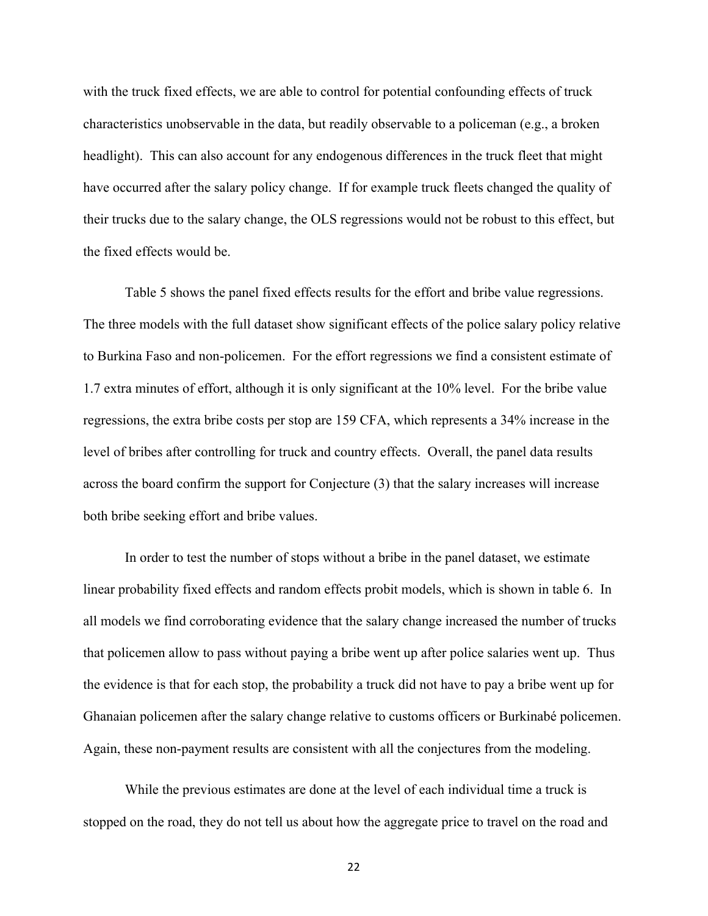with the truck fixed effects, we are able to control for potential confounding effects of truck characteristics unobservable in the data, but readily observable to a policeman (e.g., a broken headlight). This can also account for any endogenous differences in the truck fleet that might have occurred after the salary policy change. If for example truck fleets changed the quality of their trucks due to the salary change, the OLS regressions would not be robust to this effect, but the fixed effects would be.

Table 5 shows the panel fixed effects results for the effort and bribe value regressions. The three models with the full dataset show significant effects of the police salary policy relative to Burkina Faso and non-policemen. For the effort regressions we find a consistent estimate of 1.7 extra minutes of effort, although it is only significant at the 10% level. For the bribe value regressions, the extra bribe costs per stop are 159 CFA, which represents a 34% increase in the level of bribes after controlling for truck and country effects. Overall, the panel data results across the board confirm the support for Conjecture (3) that the salary increases will increase both bribe seeking effort and bribe values.

In order to test the number of stops without a bribe in the panel dataset, we estimate linear probability fixed effects and random effects probit models, which is shown in table 6. In all models we find corroborating evidence that the salary change increased the number of trucks that policemen allow to pass without paying a bribe went up after police salaries went up. Thus the evidence is that for each stop, the probability a truck did not have to pay a bribe went up for Ghanaian policemen after the salary change relative to customs officers or Burkinabé policemen. Again, these non-payment results are consistent with all the conjectures from the modeling.

While the previous estimates are done at the level of each individual time a truck is stopped on the road, they do not tell us about how the aggregate price to travel on the road and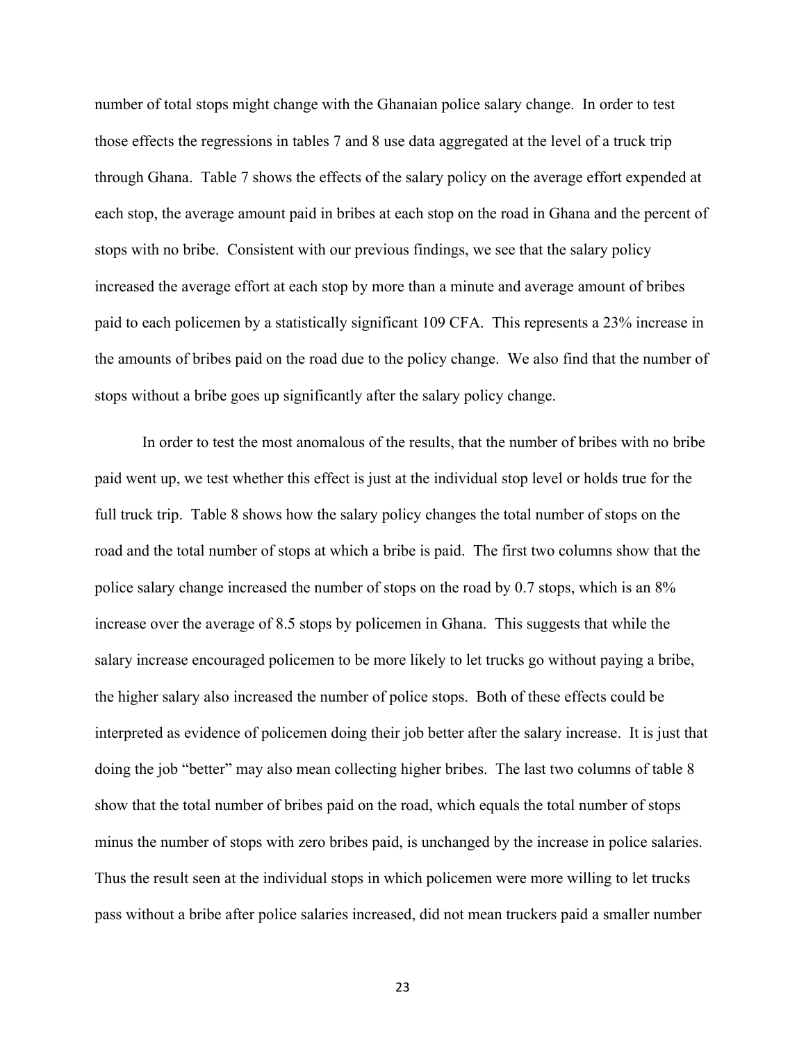number of total stops might change with the Ghanaian police salary change. In order to test those effects the regressions in tables 7 and 8 use data aggregated at the level of a truck trip through Ghana. Table 7 shows the effects of the salary policy on the average effort expended at each stop, the average amount paid in bribes at each stop on the road in Ghana and the percent of stops with no bribe. Consistent with our previous findings, we see that the salary policy increased the average effort at each stop by more than a minute and average amount of bribes paid to each policemen by a statistically significant 109 CFA. This represents a 23% increase in the amounts of bribes paid on the road due to the policy change. We also find that the number of stops without a bribe goes up significantly after the salary policy change.

In order to test the most anomalous of the results, that the number of bribes with no bribe paid went up, we test whether this effect is just at the individual stop level or holds true for the full truck trip. Table 8 shows how the salary policy changes the total number of stops on the road and the total number of stops at which a bribe is paid. The first two columns show that the police salary change increased the number of stops on the road by 0.7 stops, which is an 8% increase over the average of 8.5 stops by policemen in Ghana. This suggests that while the salary increase encouraged policemen to be more likely to let trucks go without paying a bribe, the higher salary also increased the number of police stops. Both of these effects could be interpreted as evidence of policemen doing their job better after the salary increase. It is just that doing the job "better" may also mean collecting higher bribes. The last two columns of table 8 show that the total number of bribes paid on the road, which equals the total number of stops minus the number of stops with zero bribes paid, is unchanged by the increase in police salaries. Thus the result seen at the individual stops in which policemen were more willing to let trucks pass without a bribe after police salaries increased, did not mean truckers paid a smaller number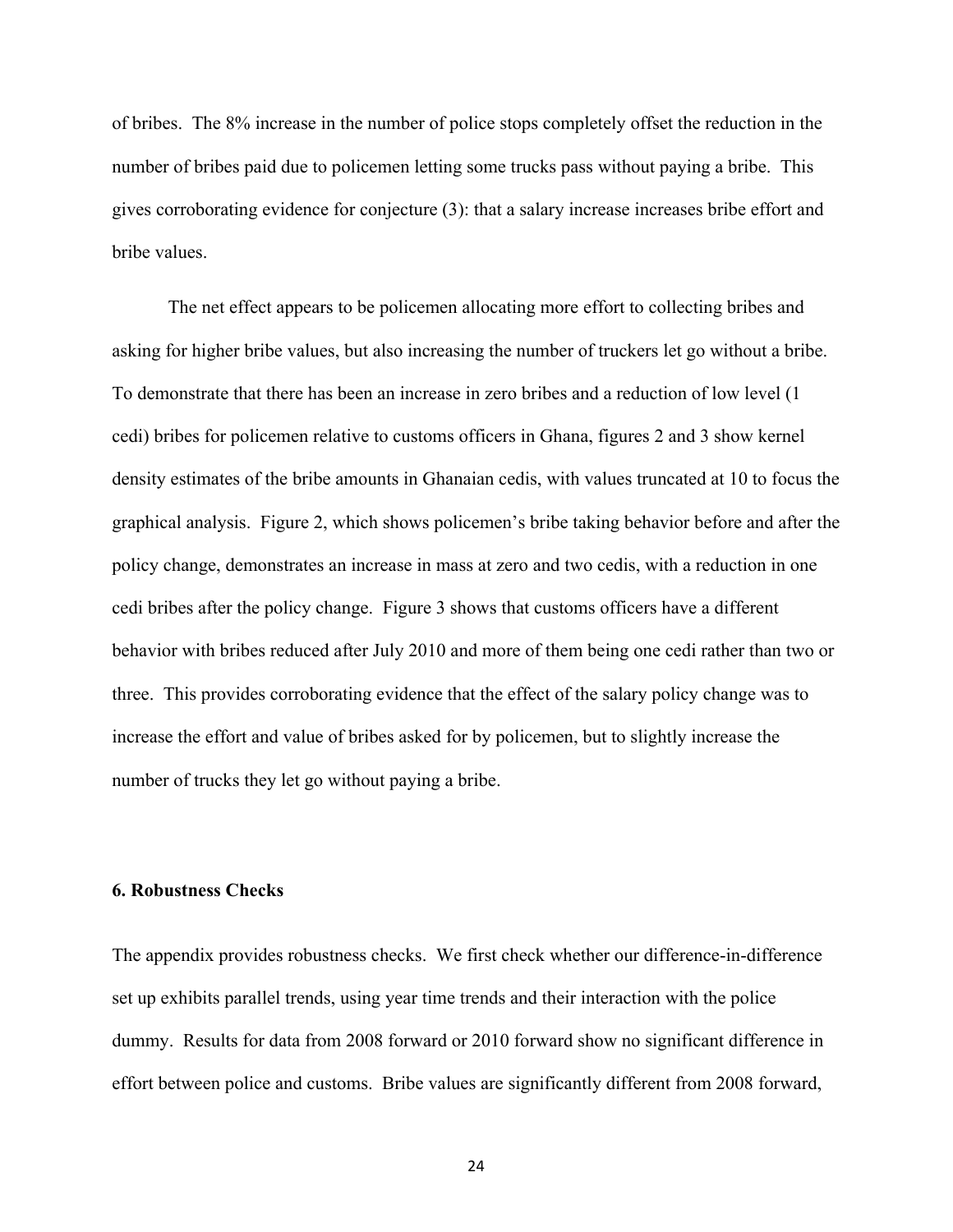of bribes. The 8% increase in the number of police stops completely offset the reduction in the number of bribes paid due to policemen letting some trucks pass without paying a bribe. This gives corroborating evidence for conjecture (3): that a salary increase increases bribe effort and bribe values.

The net effect appears to be policemen allocating more effort to collecting bribes and asking for higher bribe values, but also increasing the number of truckers let go without a bribe. To demonstrate that there has been an increase in zero bribes and a reduction of low level (1 cedi) bribes for policemen relative to customs officers in Ghana, figures 2 and 3 show kernel density estimates of the bribe amounts in Ghanaian cedis, with values truncated at 10 to focus the graphical analysis. Figure 2, which shows policemen's bribe taking behavior before and after the policy change, demonstrates an increase in mass at zero and two cedis, with a reduction in one cedi bribes after the policy change. Figure 3 shows that customs officers have a different behavior with bribes reduced after July 2010 and more of them being one cedi rather than two or three. This provides corroborating evidence that the effect of the salary policy change was to increase the effort and value of bribes asked for by policemen, but to slightly increase the number of trucks they let go without paying a bribe.

## 6. Robustness Checks

The appendix provides robustness checks. We first check whether our difference-in-difference set up exhibits parallel trends, using year time trends and their interaction with the police dummy. Results for data from 2008 forward or 2010 forward show no significant difference in effort between police and customs. Bribe values are significantly different from 2008 forward,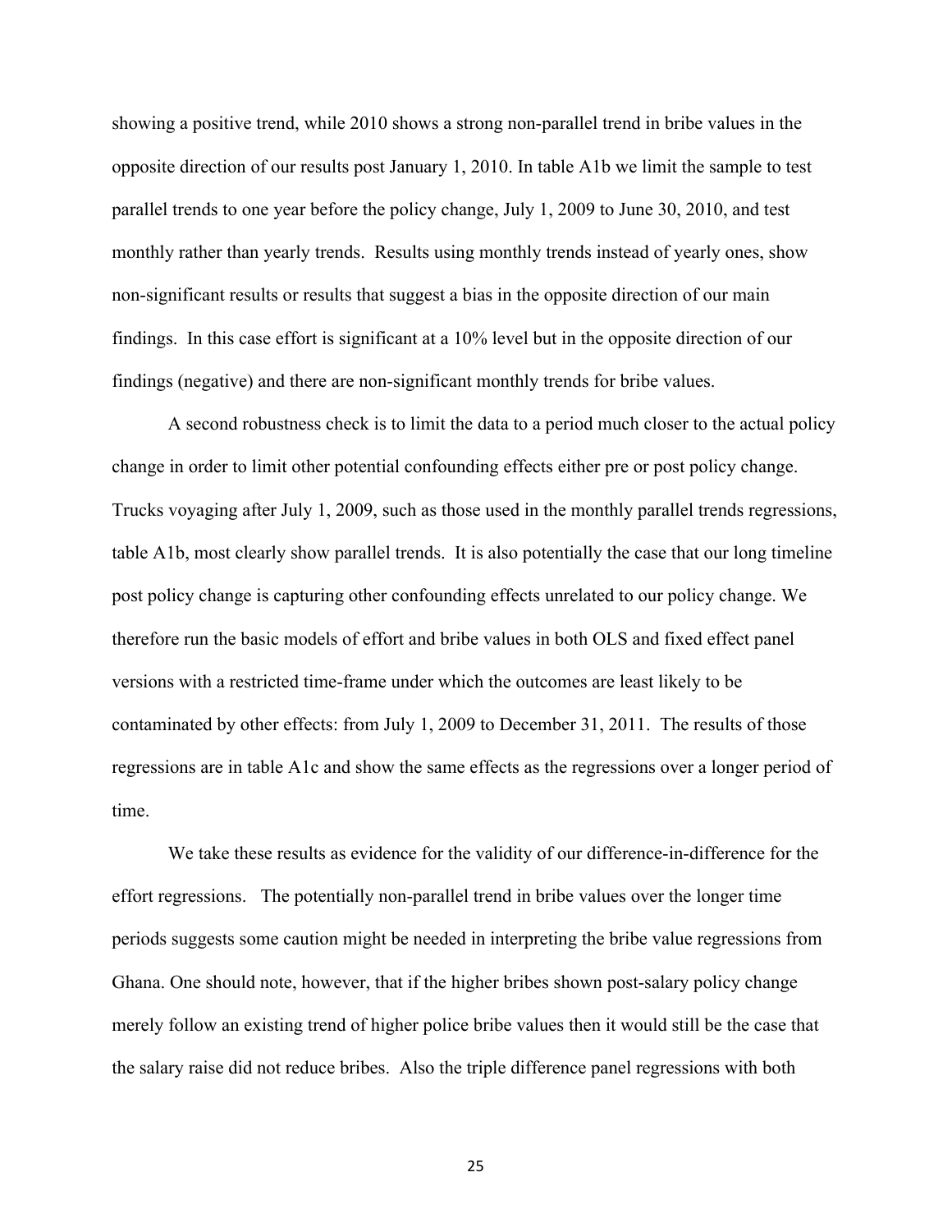showing a positive trend, while 2010 shows a strong non-parallel trend in bribe values in the opposite direction of our results post January 1, 2010. In table A1b we limit the sample to test parallel trends to one year before the policy change, July 1, 2009 to June 30, 2010, and test monthly rather than yearly trends. Results using monthly trends instead of yearly ones, show non-significant results or results that suggest a bias in the opposite direction of our main findings. In this case effort is significant at a 10% level but in the opposite direction of our findings (negative) and there are non-significant monthly trends for bribe values.

A second robustness check is to limit the data to a period much closer to the actual policy change in order to limit other potential confounding effects either pre or post policy change. Trucks voyaging after July 1, 2009, such as those used in the monthly parallel trends regressions, table A1b, most clearly show parallel trends. It is also potentially the case that our long timeline post policy change is capturing other confounding effects unrelated to our policy change. We therefore run the basic models of effort and bribe values in both OLS and fixed effect panel versions with a restricted time-frame under which the outcomes are least likely to be contaminated by other effects: from July 1, 2009 to December 31, 2011. The results of those regressions are in table A1c and show the same effects as the regressions over a longer period of time.

We take these results as evidence for the validity of our difference-in-difference for the effort regressions. The potentially non-parallel trend in bribe values over the longer time periods suggests some caution might be needed in interpreting the bribe value regressions from Ghana. One should note, however, that if the higher bribes shown post-salary policy change merely follow an existing trend of higher police bribe values then it would still be the case that the salary raise did not reduce bribes. Also the triple difference panel regressions with both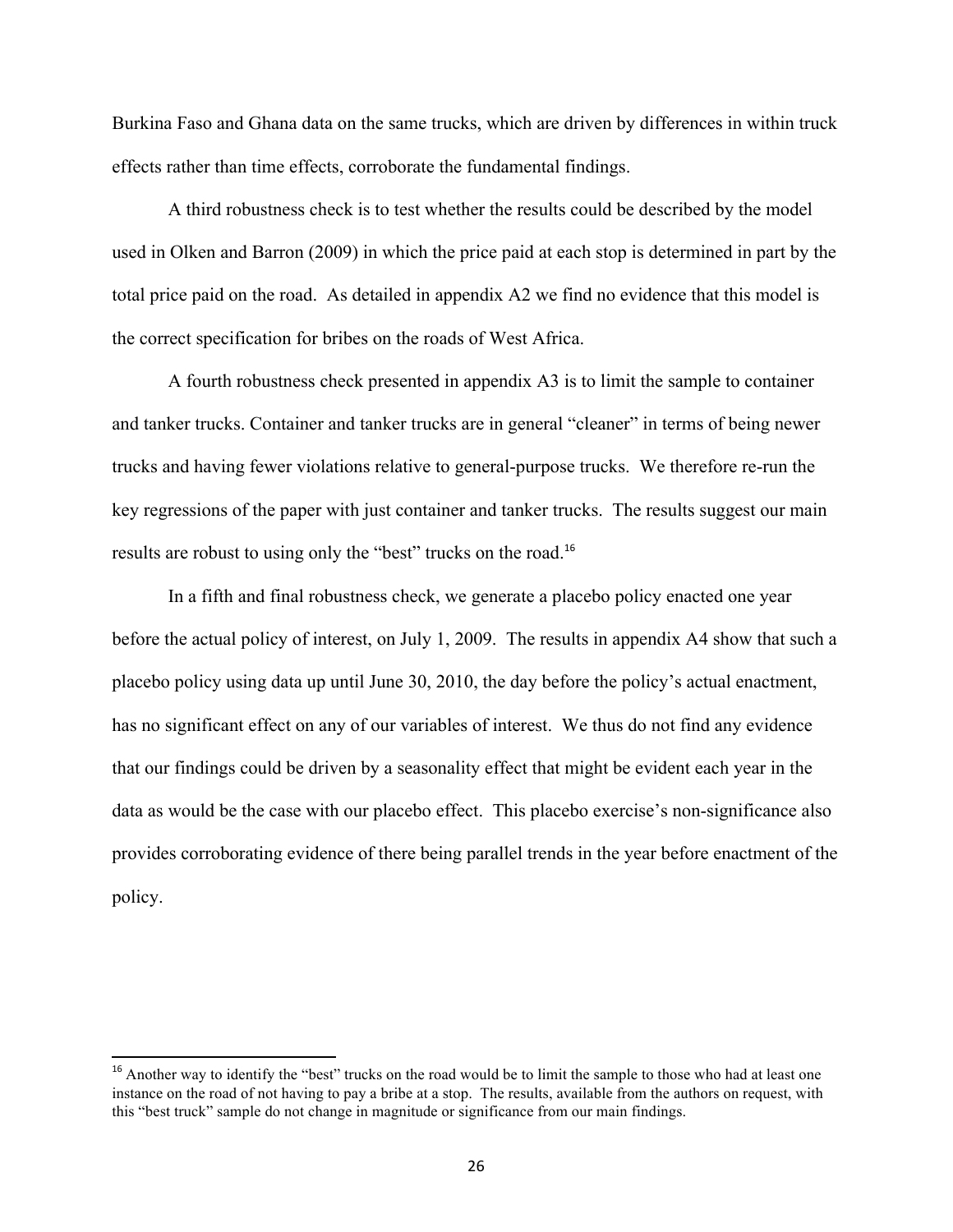Burkina Faso and Ghana data on the same trucks, which are driven by differences in within truck effects rather than time effects, corroborate the fundamental findings.

A third robustness check is to test whether the results could be described by the model used in Olken and Barron (2009) in which the price paid at each stop is determined in part by the total price paid on the road. As detailed in appendix A2 we find no evidence that this model is the correct specification for bribes on the roads of West Africa.

A fourth robustness check presented in appendix A3 is to limit the sample to container and tanker trucks. Container and tanker trucks are in general "cleaner" in terms of being newer trucks and having fewer violations relative to general-purpose trucks. We therefore re-run the key regressions of the paper with just container and tanker trucks. The results suggest our main results are robust to using only the "best" trucks on the road.[16]

In a fifth and final robustness check, we generate a placebo policy enacted one year before the actual policy of interest, on July 1, 2009. The results in appendix A4 show that such a placebo policy using data up until June 30, 2010, the day before the policy's actual enactment, has no significant effect on any of our variables of interest. We thus do not find any evidence that our findings could be driven by a seasonality effect that might be evident each year in the data as would be the case with our placebo effect. This placebo exercise's non-significance also provides corroborating evidence of there being parallel trends in the year before enactment of the policy.

---

[16] Another way to identify the "best" trucks on the road would be to limit the sample to those who had at least one instance on the road of not having to pay a bribe at a stop. The results, available from the authors on request, with this "best truck" sample do not change in magnitude or significance from our main findings.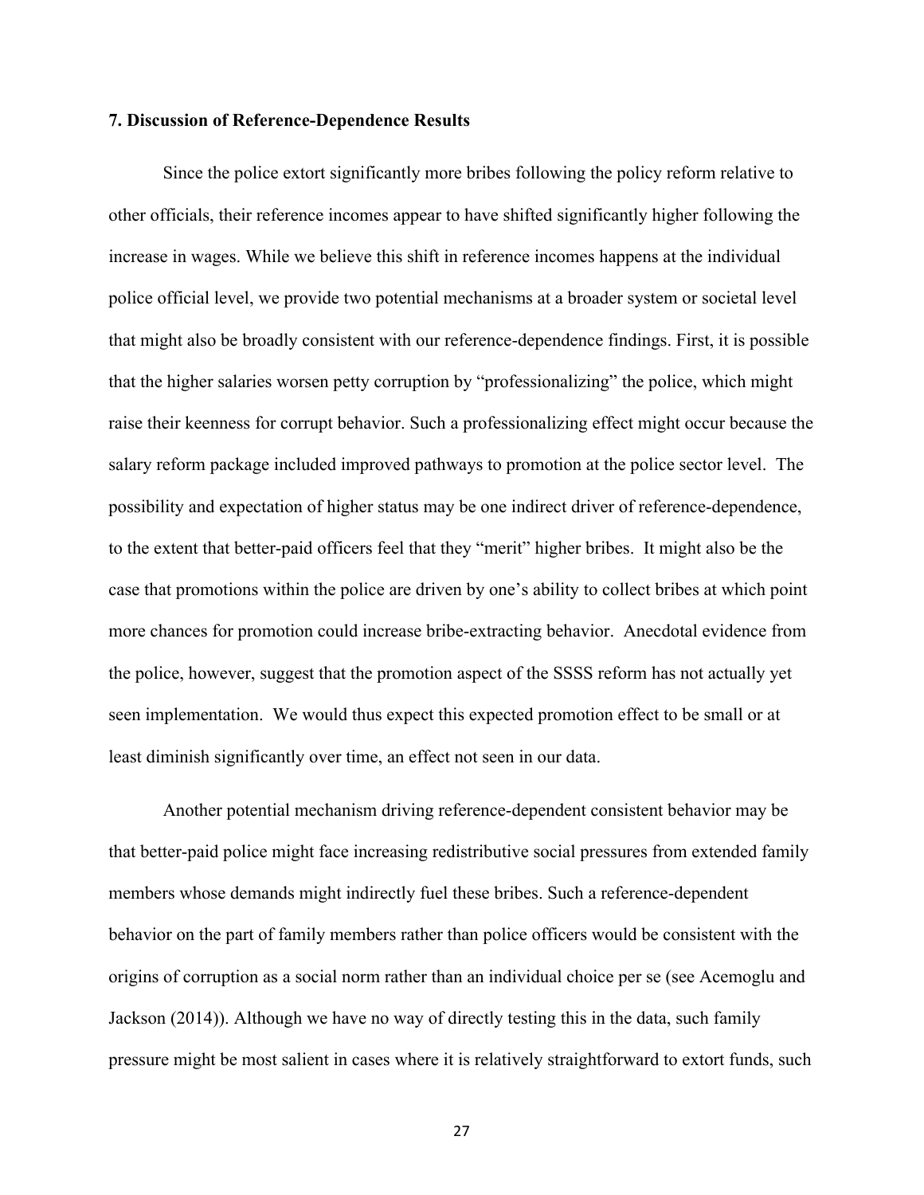**7. Discussion of Reference-Dependence Results**

Since the police extort significantly more bribes following the policy reform relative to other officials, their reference incomes appear to have shifted significantly higher following the increase in wages. While we believe this shift in reference incomes happens at the individual police official level, we provide two potential mechanisms at a broader system or societal level that might also be broadly consistent with our reference-dependence findings. First, it is possible that the higher salaries worsen petty corruption by "professionalizing" the police, which might raise their keenness for corrupt behavior. Such a professionalizing effect might occur because the salary reform package included improved pathways to promotion at the police sector level. The possibility and expectation of higher status may be one indirect driver of reference-dependence, to the extent that better-paid officers feel that they "merit" higher bribes. It might also be the case that promotions within the police are driven by one's ability to collect bribes at which point more chances for promotion could increase bribe-extracting behavior. Anecdotal evidence from the police, however, suggest that the promotion aspect of the SSSS reform has not actually yet seen implementation. We would thus expect this expected promotion effect to be small or at least diminish significantly over time, an effect not seen in our data.

Another potential mechanism driving reference-dependent consistent behavior may be that better-paid police might face increasing redistributive social pressures from extended family members whose demands might indirectly fuel these bribes. Such a reference-dependent behavior on the part of family members rather than police officers would be consistent with the origins of corruption as a social norm rather than an individual choice per se (see Acemoglu and Jackson (2014)). Although we have no way of directly testing this in the data, such family pressure might be most salient in cases where it is relatively straightforward to extort funds, such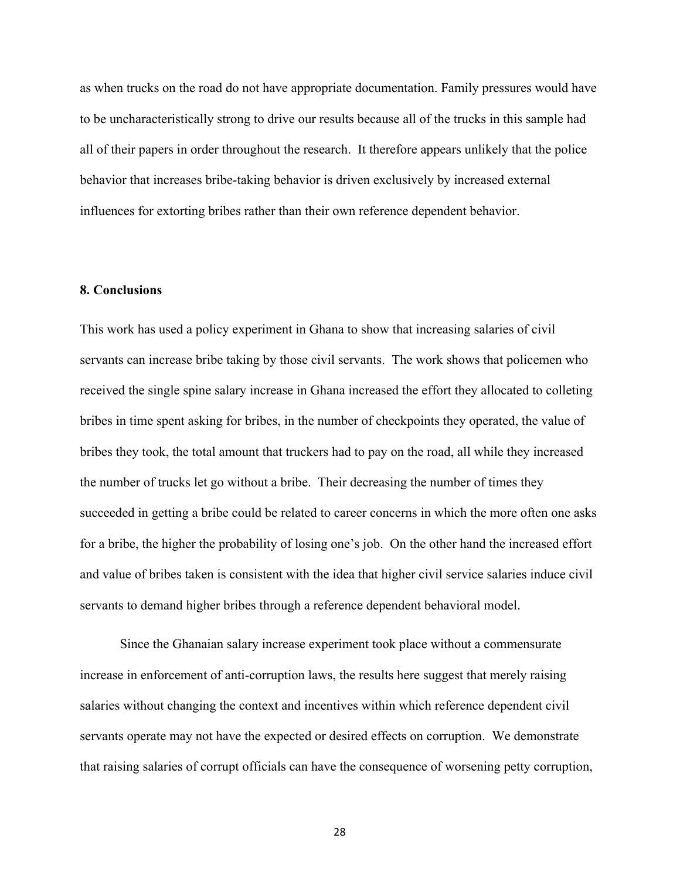as when trucks on the road do not have appropriate documentation. Family pressures would have to be uncharacteristically strong to drive our results because all of the trucks in this sample had all of their papers in order throughout the research. It therefore appears unlikely that the police behavior that increases bribe-taking behavior is driven exclusively by increased external influences for extorting bribes rather than their own reference dependent behavior.

## 8. Conclusions

This work has used a policy experiment in Ghana to show that increasing salaries of civil servants can increase bribe taking by those civil servants. The work shows that policemen who received the single spine salary increase in Ghana increased the effort they allocated to colleting bribes in time spent asking for bribes, in the number of checkpoints they operated, the value of bribes they took, the total amount that truckers had to pay on the road, all while they increased the number of trucks let go without a bribe. Their decreasing the number of times they succeeded in getting a bribe could be related to career concerns in which the more often one asks for a bribe, the higher the probability of losing one's job. On the other hand the increased effort and value of bribes taken is consistent with the idea that higher civil service salaries induce civil servants to demand higher bribes through a reference dependent behavioral model.

Since the Ghanaian salary increase experiment took place without a commensurate increase in enforcement of anti-corruption laws, the results here suggest that merely raising salaries without changing the context and incentives within which reference dependent civil servants operate may not have the expected or desired effects on corruption. We demonstrate that raising salaries of corrupt officials can have the consequence of worsening petty corruption,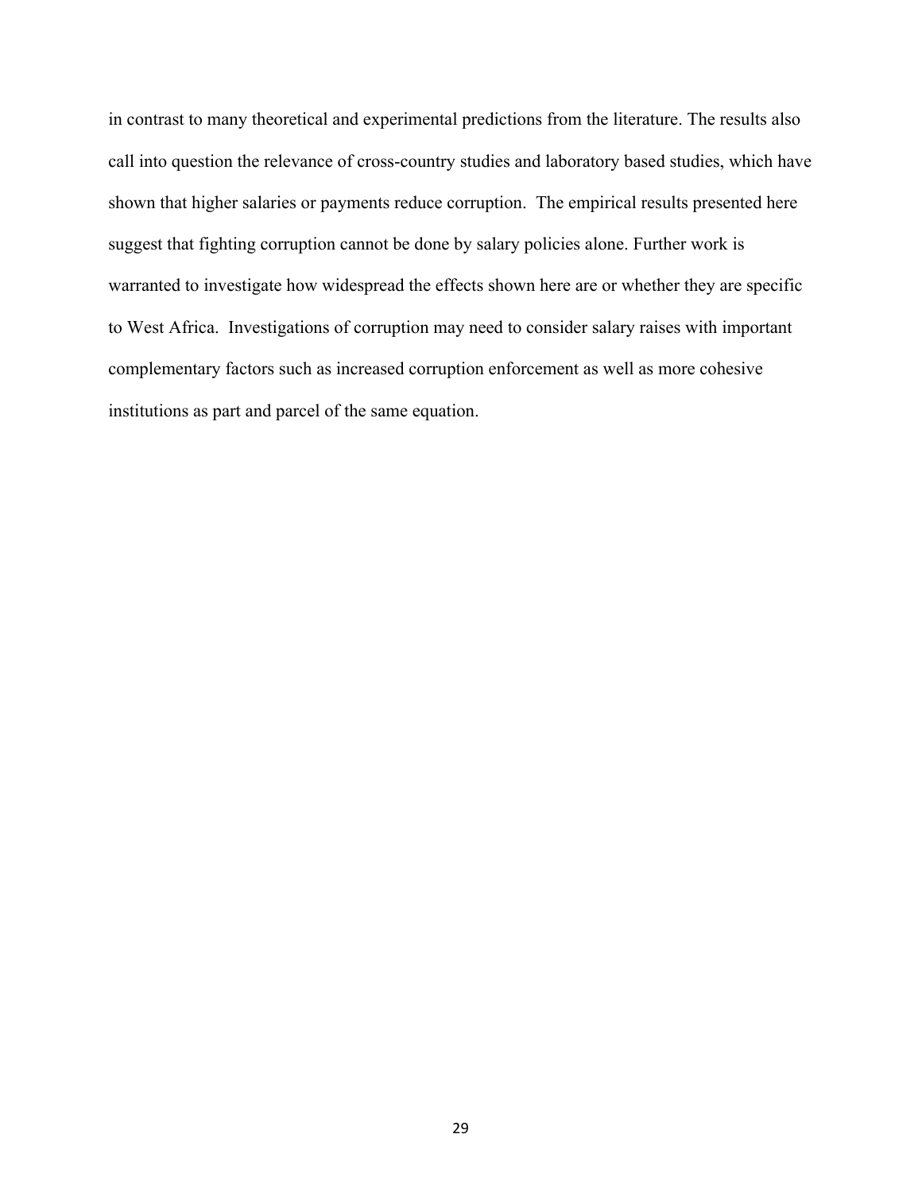in contrast to many theoretical and experimental predictions from the literature. The results also call into question the relevance of cross-country studies and laboratory based studies, which have shown that higher salaries or payments reduce corruption. The empirical results presented here suggest that fighting corruption cannot be done by salary policies alone. Further work is warranted to investigate how widespread the effects shown here are or whether they are specific to West Africa. Investigations of corruption may need to consider salary raises with important complementary factors such as increased corruption enforcement as well as more cohesive institutions as part and parcel of the same equation.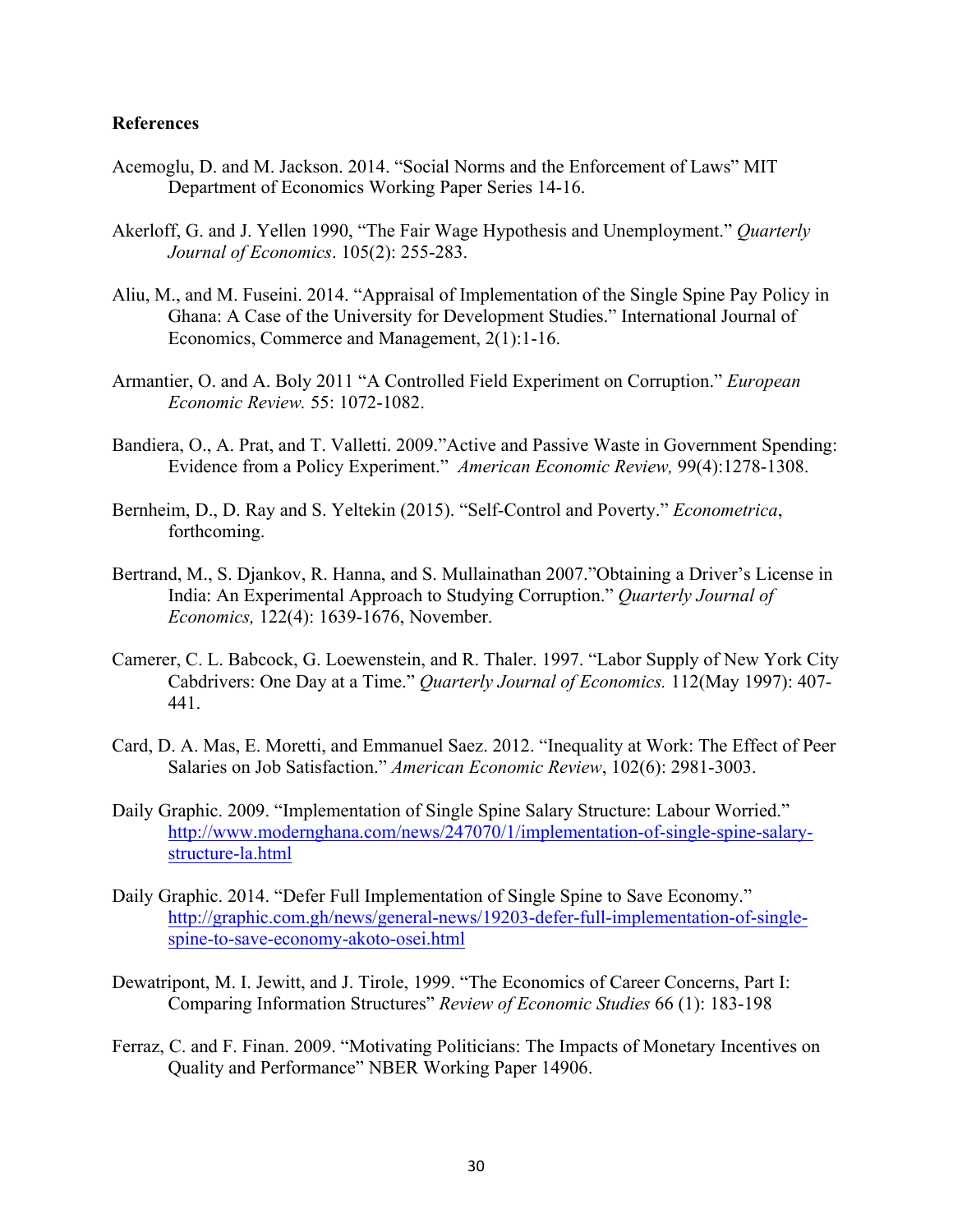**References**

Acemoglu, D. and M. Jackson. 2014. "Social Norms and the Enforcement of Laws" MIT Department of Economics Working Paper Series 14-16.

Akerloff, G. and J. Yellen 1990, "The Fair Wage Hypothesis and Unemployment." *Quarterly Journal of Economics*. 105(2): 255-283.

Aliu, M., and M. Fuseini. 2014. "Appraisal of Implementation of the Single Spine Pay Policy in Ghana: A Case of the University for Development Studies." International Journal of Economics, Commerce and Management, 2(1):1-16.

Armantier, O. and A. Boly 2011 "A Controlled Field Experiment on Corruption." *European Economic Review.* 55: 1072-1082.

Bandiera, O., A. Prat, and T. Valletti. 2009."Active and Passive Waste in Government Spending: Evidence from a Policy Experiment." *American Economic Review,* 99(4):1278-1308.

Bernheim, D., D. Ray and S. Yeltekin (2015). "Self-Control and Poverty." *Econometrica*, forthcoming.

Bertrand, M., S. Djankov, R. Hanna, and S. Mullainathan 2007."Obtaining a Driver's License in India: An Experimental Approach to Studying Corruption." *Quarterly Journal of Economics,* 122(4): 1639-1676, November.

Camerer, C. L. Babcock, G. Loewenstein, and R. Thaler. 1997. "Labor Supply of New York City Cabdrivers: One Day at a Time." *Quarterly Journal of Economics.* 112(May 1997): 407-441.

Card, D. A. Mas, E. Moretti, and Emmanuel Saez. 2012. "Inequality at Work: The Effect of Peer Salaries on Job Satisfaction." *American Economic Review*, 102(6): 2981-3003.

Daily Graphic. 2009. "Implementation of Single Spine Salary Structure: Labour Worried." http://www.modernghana.com/news/247070/1/implementation-of-single-spine-salary-structure-la.html

Daily Graphic. 2014. "Defer Full Implementation of Single Spine to Save Economy." http://graphic.com.gh/news/general-news/19203-defer-full-implementation-of-single-spine-to-save-economy-akoto-osei.html

Dewatripont, M. I. Jewitt, and J. Tirole, 1999. "The Economics of Career Concerns, Part I: Comparing Information Structures" *Review of Economic Studies* 66 (1): 183-198

Ferraz, C. and F. Finan. 2009. "Motivating Politicians: The Impacts of Monetary Incentives on Quality and Performance" NBER Working Paper 14906.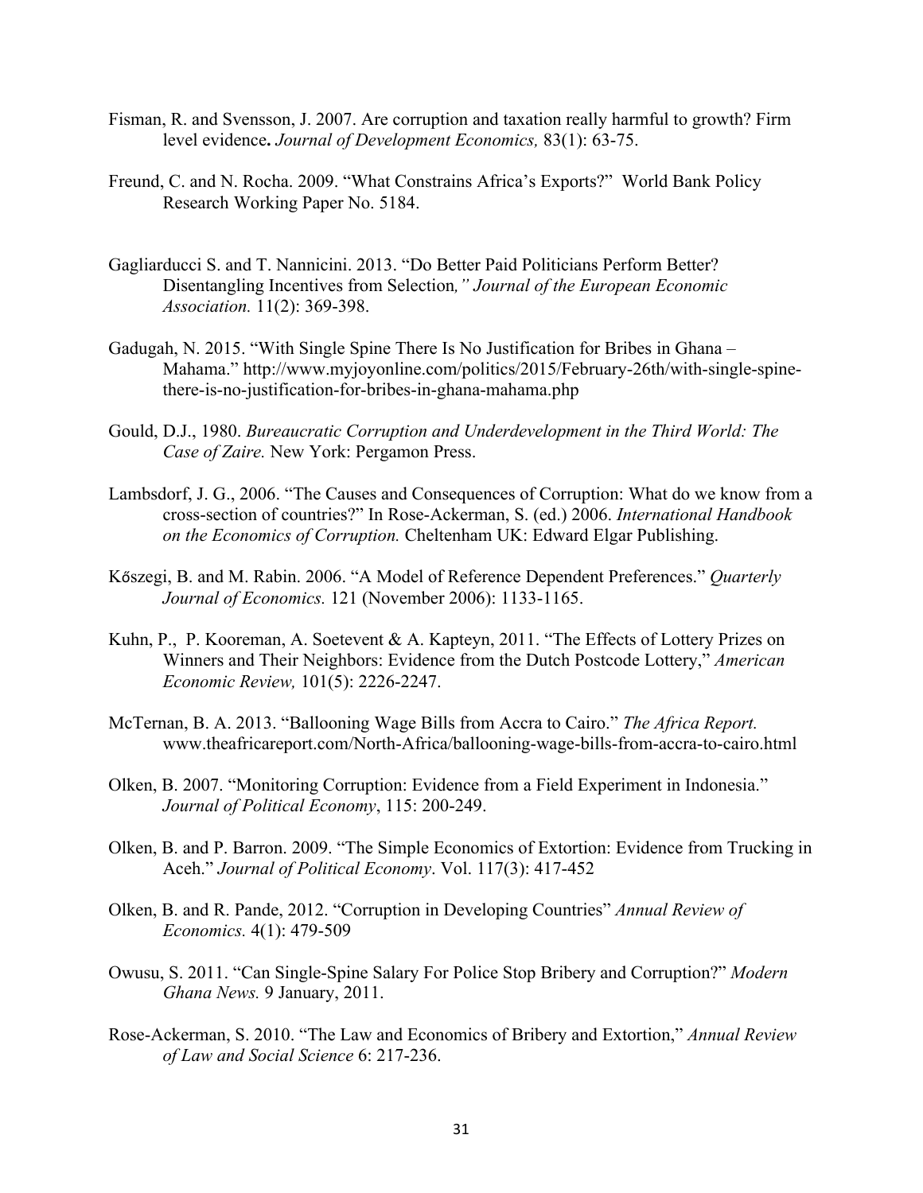Fisman, R. and Svensson, J. 2007. Are corruption and taxation really harmful to growth? Firm level evidence**.** *Journal of Development Economics,* 83(1): 63-75.

Freund, C. and N. Rocha. 2009. "What Constrains Africa's Exports?" World Bank Policy Research Working Paper No. 5184.

Gagliarducci S. and T. Nannicini. 2013. "Do Better Paid Politicians Perform Better? Disentangling Incentives from Selection*," Journal of the European Economic Association.* 11(2): 369-398.

Gadugah, N. 2015. "With Single Spine There Is No Justification for Bribes in Ghana – Mahama." http://www.myjoyonline.com/politics/2015/February-26th/with-single-spine-there-is-no-justification-for-bribes-in-ghana-mahama.php

Gould, D.J., 1980. *Bureaucratic Corruption and Underdevelopment in the Third World: The Case of Zaire.* New York: Pergamon Press.

Lambsdorf, J. G., 2006. "The Causes and Consequences of Corruption: What do we know from a cross-section of countries?" In Rose-Ackerman, S. (ed.) 2006. *International Handbook on the Economics of Corruption.* Cheltenham UK: Edward Elgar Publishing.

Kőszegi, B. and M. Rabin. 2006. "A Model of Reference Dependent Preferences." *Quarterly Journal of Economics.* 121 (November 2006): 1133-1165.

Kuhn, P., P. Kooreman, A. Soetevent & A. Kapteyn, 2011. "The Effects of Lottery Prizes on Winners and Their Neighbors: Evidence from the Dutch Postcode Lottery," *American Economic Review,* 101(5): 2226-2247.

McTernan, B. A. 2013. "Ballooning Wage Bills from Accra to Cairo." *The Africa Report.* www.theafricareport.com/North-Africa/ballooning-wage-bills-from-accra-to-cairo.html

Olken, B. 2007. "Monitoring Corruption: Evidence from a Field Experiment in Indonesia." *Journal of Political Economy*, 115: 200-249.

Olken, B. and P. Barron. 2009. "The Simple Economics of Extortion: Evidence from Trucking in Aceh." *Journal of Political Economy*. Vol. 117(3): 417-452

Olken, B. and R. Pande, 2012. "Corruption in Developing Countries" *Annual Review of Economics.* 4(1): 479-509

Owusu, S. 2011. "Can Single-Spine Salary For Police Stop Bribery and Corruption?" *Modern Ghana News.* 9 January, 2011.

Rose-Ackerman, S. 2010. "The Law and Economics of Bribery and Extortion," *Annual Review of Law and Social Science* 6: 217-236.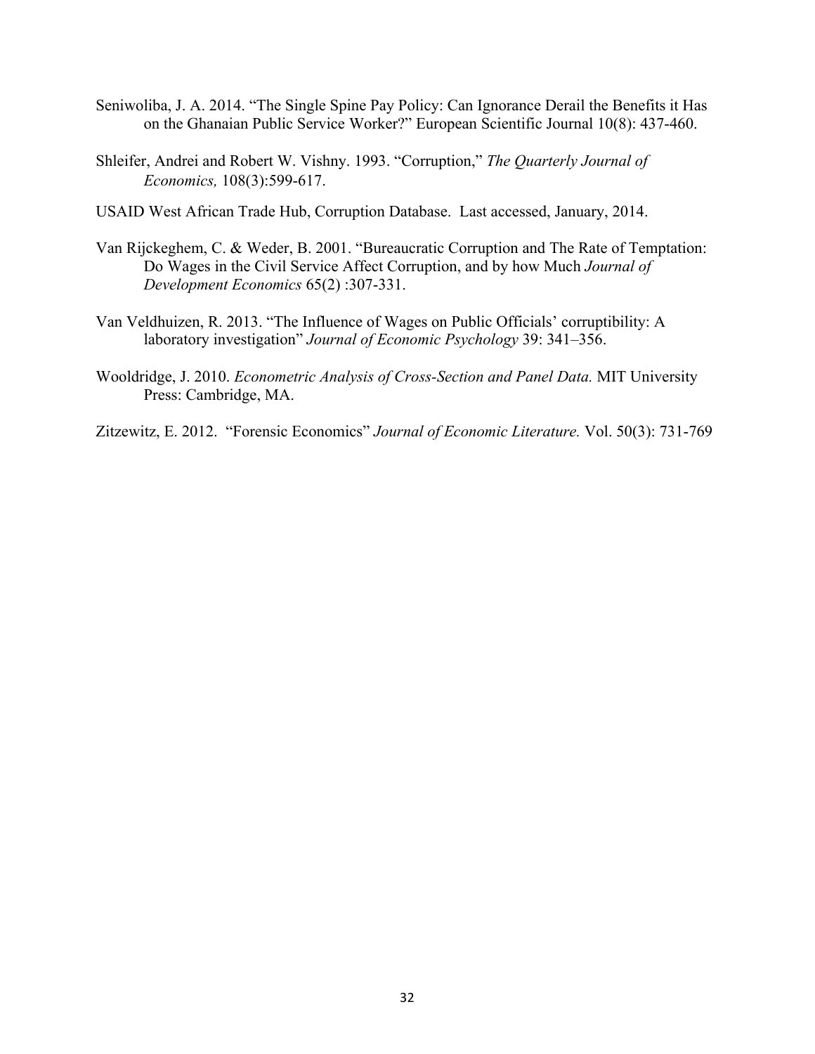Seniwoliba, J. A. 2014. “The Single Spine Pay Policy: Can Ignorance Derail the Benefits it Has on the Ghanaian Public Service Worker?” European Scientific Journal 10(8): 437-460.

Shleifer, Andrei and Robert W. Vishny. 1993. “Corruption,” *The Quarterly Journal of Economics,* 108(3):599-617.

USAID West African Trade Hub, Corruption Database. Last accessed, January, 2014.

Van Rijckeghem, C. & Weder, B. 2001. “Bureaucratic Corruption and The Rate of Temptation: Do Wages in the Civil Service Affect Corruption, and by how Much *Journal of Development Economics* 65(2) :307-331.

Van Veldhuizen, R. 2013. “The Influence of Wages on Public Officials’ corruptibility: A laboratory investigation” *Journal of Economic Psychology* 39: 341–356.

Wooldridge, J. 2010. *Econometric Analysis of Cross-Section and Panel Data.* MIT University Press: Cambridge, MA.

Zitzewitz, E. 2012. “Forensic Economics” *Journal of Economic Literature.* Vol. 50(3): 731-769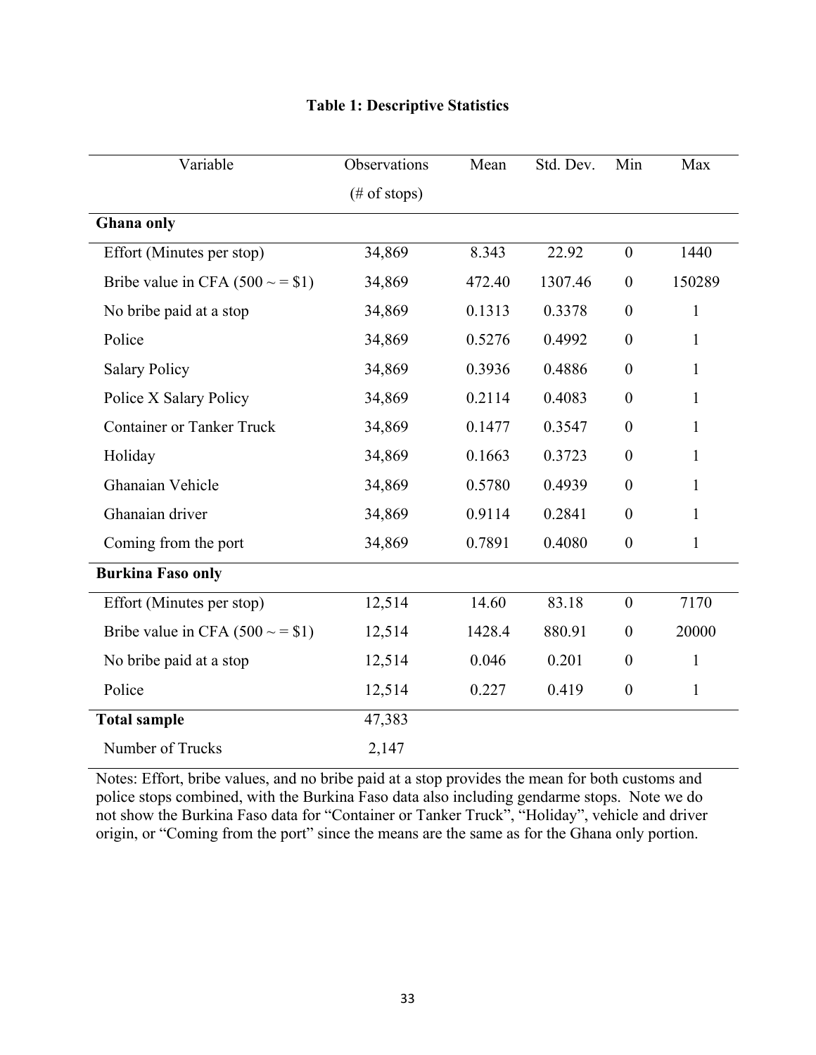**Table 1: Descriptive Statistics**

| Variable | Observations (# of stops) | Mean | Std. Dev. | Min | Max |
|---|---|---|---|---|---|
| **Ghana only** | | | | | |
| Effort (Minutes per stop) | 34,869 | 8.343 | 22.92 | 0 | 1440 |
| Bribe value in CFA (500 ~ = $1) | 34,869 | 472.40 | 1307.46 | 0 | 150289 |
| No bribe paid at a stop | 34,869 | 0.1313 | 0.3378 | 0 | 1 |
| Police | 34,869 | 0.5276 | 0.4992 | 0 | 1 |
| Salary Policy | 34,869 | 0.3936 | 0.4886 | 0 | 1 |
| Police X Salary Policy | 34,869 | 0.2114 | 0.4083 | 0 | 1 |
| Container or Tanker Truck | 34,869 | 0.1477 | 0.3547 | 0 | 1 |
| Holiday | 34,869 | 0.1663 | 0.3723 | 0 | 1 |
| Ghanaian Vehicle | 34,869 | 0.5780 | 0.4939 | 0 | 1 |
| Ghanaian driver | 34,869 | 0.9114 | 0.2841 | 0 | 1 |
| Coming from the port | 34,869 | 0.7891 | 0.4080 | 0 | 1 |
| **Burkina Faso only** | | | | | |
| Effort (Minutes per stop) | 12,514 | 14.60 | 83.18 | 0 | 7170 |
| Bribe value in CFA (500 ~ = $1) | 12,514 | 1428.4 | 880.91 | 0 | 20000 |
| No bribe paid at a stop | 12,514 | 0.046 | 0.201 | 0 | 1 |
| Police | 12,514 | 0.227 | 0.419 | 0 | 1 |
| **Total sample** | 47,383 | | | | |
| Number of Trucks | 2,147 | | | | |

Notes: Effort, bribe values, and no bribe paid at a stop provides the mean for both customs and police stops combined, with the Burkina Faso data also including gendarme stops. Note we do not show the Burkina Faso data for "Container or Tanker Truck", "Holiday", vehicle and driver origin, or "Coming from the port" since the means are the same as for the Ghana only portion.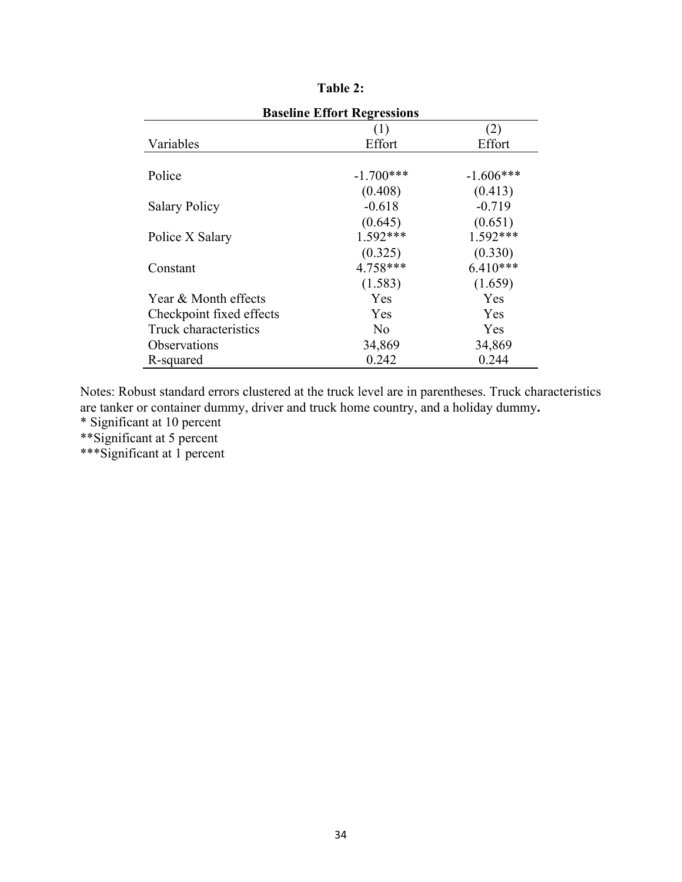**Table 2:**

**Baseline Effort Regressions**

| Variables | (1)<br>Effort | (2)<br>Effort |
|---|---|---|
| Police | -1.700*** | -1.606*** |
| | (0.408) | (0.413) |
| Salary Policy | -0.618 | -0.719 |
| | (0.645) | (0.651) |
| Police X Salary | 1.592*** | 1.592*** |
| | (0.325) | (0.330) |
| Constant | 4.758*** | 6.410*** |
| | (1.583) | (1.659) |
| Year & Month effects | Yes | Yes |
| Checkpoint fixed effects | Yes | Yes |
| Truck characteristics | No | Yes |
| Observations | 34,869 | 34,869 |
| R-squared | 0.242 | 0.244 |

Notes: Robust standard errors clustered at the truck level are in parentheses. Truck characteristics are tanker or container dummy, driver and truck home country, and a holiday dummy**.**

\* Significant at 10 percent

\*\*Significant at 5 percent

\*\*\*Significant at 1 percent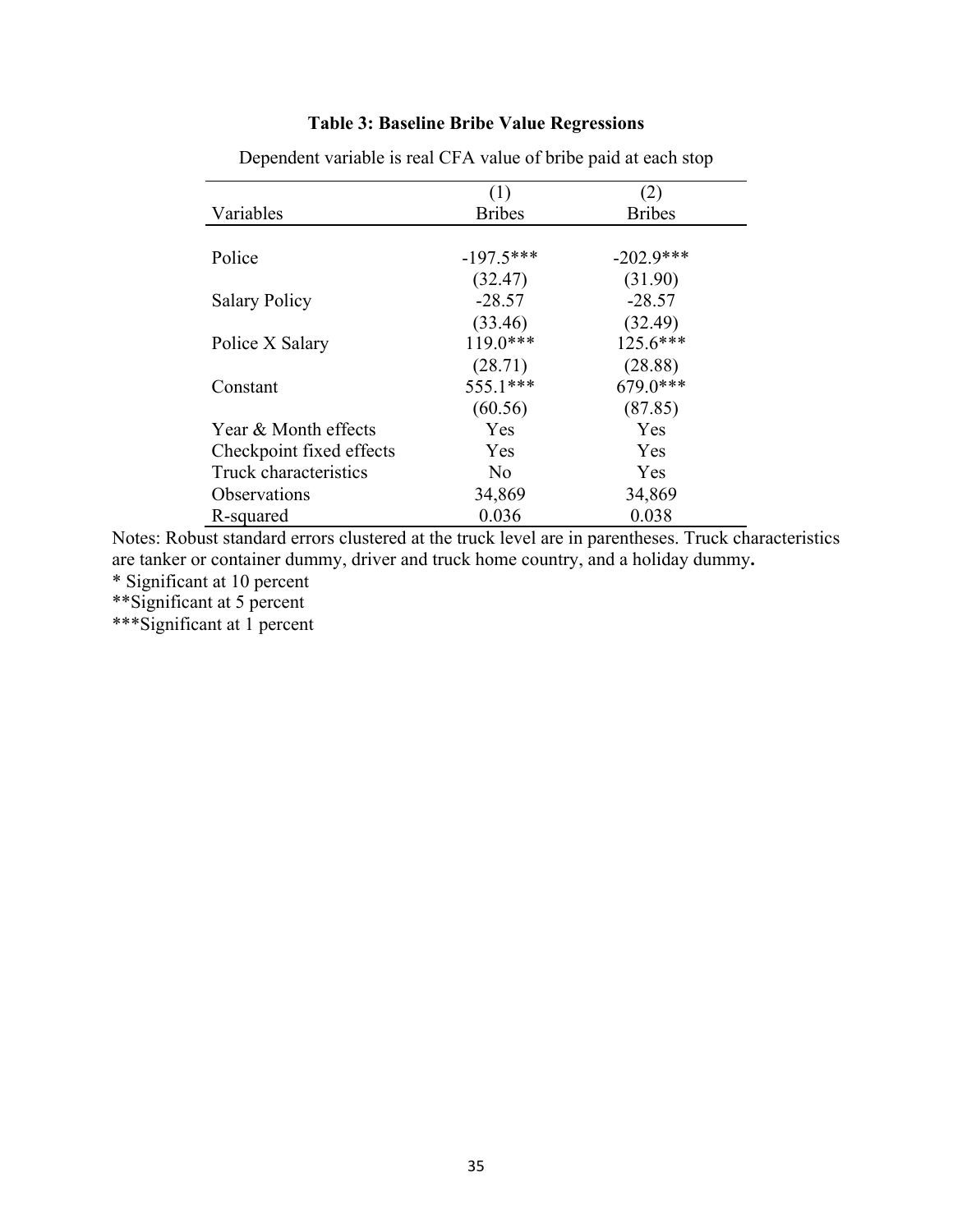**Table 3: Baseline Bribe Value Regressions**

Dependent variable is real CFA value of bribe paid at each stop

| Variables | (1)<br>Bribes | (2)<br>Bribes |
|---|---|---|
| Police | -197.5*** | -202.9*** |
| | (32.47) | (31.90) |
| Salary Policy | -28.57 | -28.57 |
| | (33.46) | (32.49) |
| Police X Salary | 119.0*** | 125.6*** |
| | (28.71) | (28.88) |
| Constant | 555.1*** | 679.0*** |
| | (60.56) | (87.85) |
| Year & Month effects | Yes | Yes |
| Checkpoint fixed effects | Yes | Yes |
| Truck characteristics | No | Yes |
| Observations | 34,869 | 34,869 |
| R-squared | 0.036 | 0.038 |

Notes: Robust standard errors clustered at the truck level are in parentheses. Truck characteristics are tanker or container dummy, driver and truck home country, and a holiday dummy.

* Significant at 10 percent

**Significant at 5 percent

***Significant at 1 percent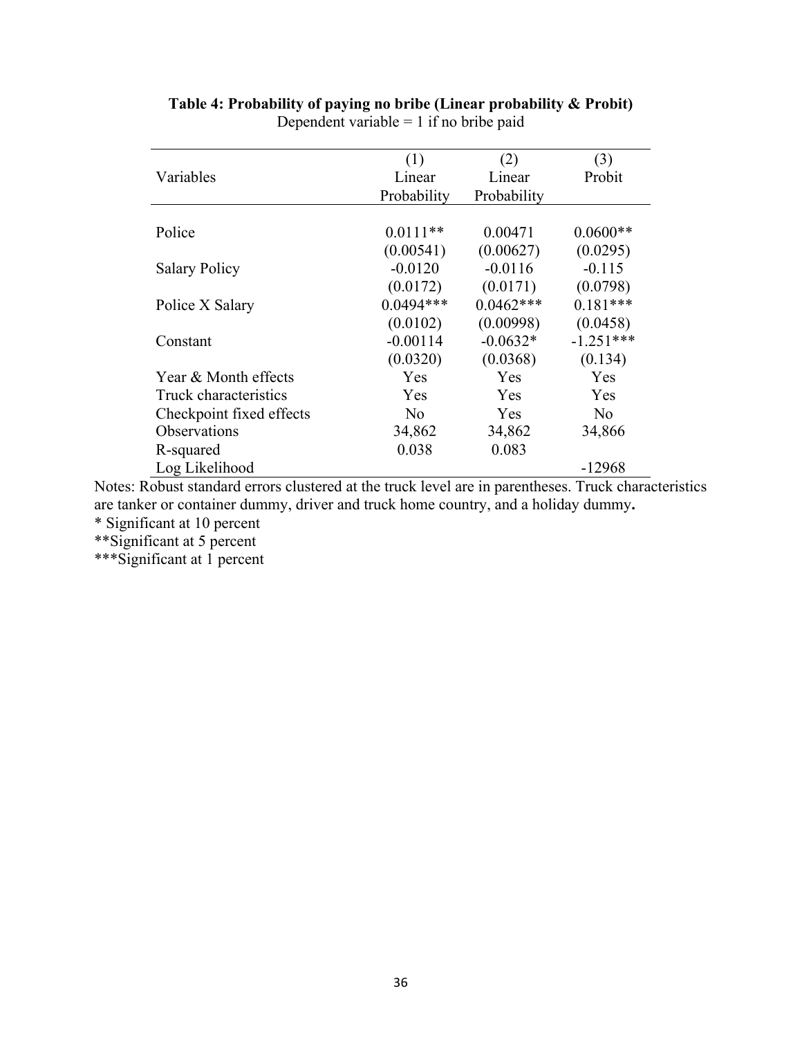**Table 4: Probability of paying no bribe (Linear probability & Probit)**

Dependent variable = 1 if no bribe paid

| Variables | (1) Linear Probability | (2) Linear Probability | (3) Probit |
|---|---|---|---|
| Police | 0.0111** | 0.00471 | 0.0600** |
| | (0.00541) | (0.00627) | (0.0295) |
| Salary Policy | -0.0120 | -0.0116 | -0.115 |
| | (0.0172) | (0.0171) | (0.0798) |
| Police X Salary | 0.0494*** | 0.0462*** | 0.181*** |
| | (0.0102) | (0.00998) | (0.0458) |
| Constant | -0.00114 | -0.0632* | -1.251*** |
| | (0.0320) | (0.0368) | (0.134) |
| Year & Month effects | Yes | Yes | Yes |
| Truck characteristics | Yes | Yes | Yes |
| Checkpoint fixed effects | No | Yes | No |
| Observations | 34,862 | 34,862 | 34,866 |
| R-squared | 0.038 | 0.083 | |
| Log Likelihood | | | -12968 |

Notes: Robust standard errors clustered at the truck level are in parentheses. Truck characteristics are tanker or container dummy, driver and truck home country, and a holiday dummy**.**

\* Significant at 10 percent

**Significant at 5 percent

***Significant at 1 percent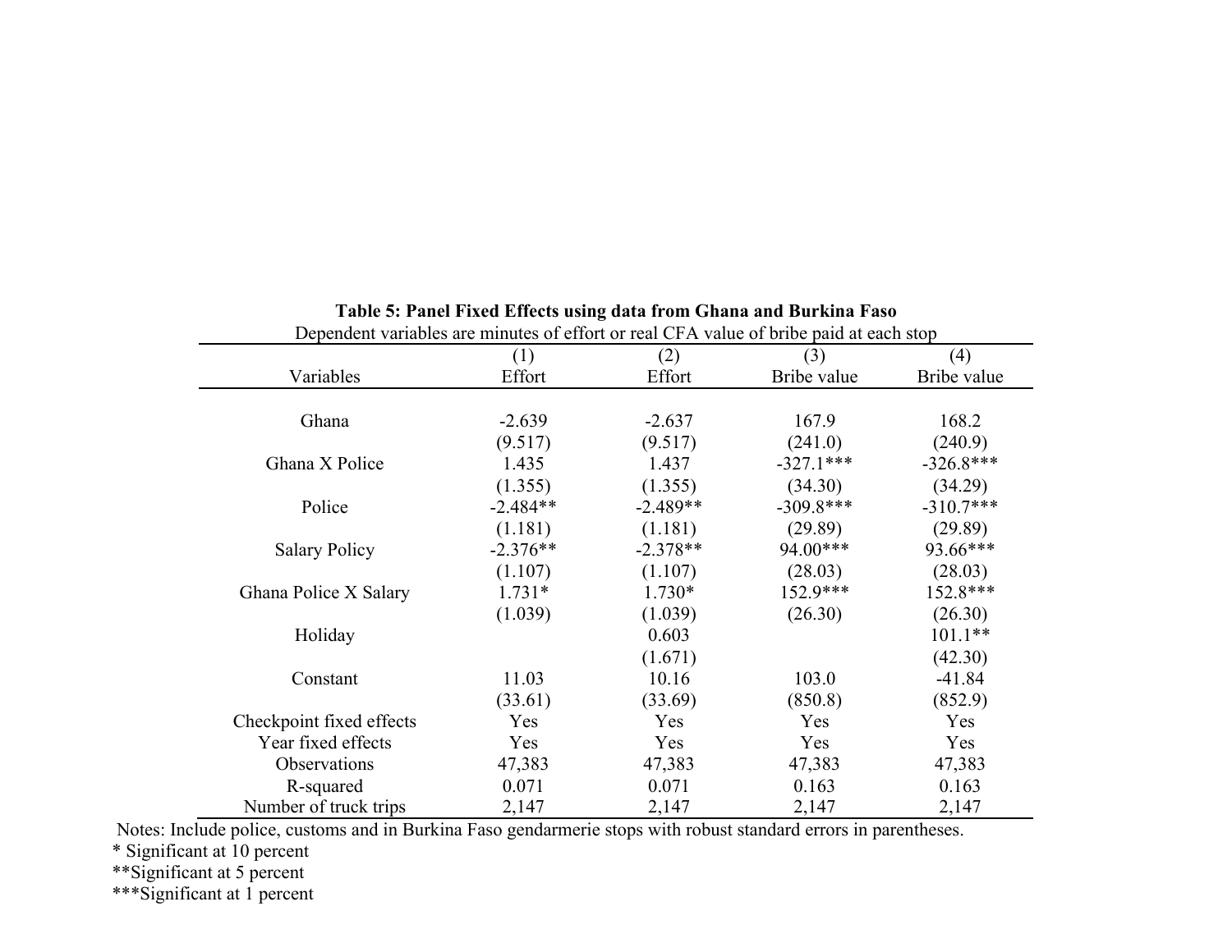**Table 5: Panel Fixed Effects using data from Ghana and Burkina Faso**

Dependent variables are minutes of effort or real CFA value of bribe paid at each stop

| Variables | (1) Effort | (2) Effort | (3) Bribe value | (4) Bribe value |
|---|---|---|---|---|
| Ghana | -2.639 | -2.637 | 167.9 | 168.2 |
| | (9.517) | (9.517) | (241.0) | (240.9) |
| Ghana X Police | 1.435 | 1.437 | -327.1*** | -326.8*** |
| | (1.355) | (1.355) | (34.30) | (34.29) |
| Police | -2.484** | -2.489** | -309.8*** | -310.7*** |
| | (1.181) | (1.181) | (29.89) | (29.89) |
| Salary Policy | -2.376** | -2.378** | 94.00*** | 93.66*** |
| | (1.107) | (1.107) | (28.03) | (28.03) |
| Ghana Police X Salary | 1.731* | 1.730* | 152.9*** | 152.8*** |
| | (1.039) | (1.039) | (26.30) | (26.30) |
| Holiday | | 0.603 | | 101.1** |
| | | (1.671) | | (42.30) |
| Constant | 11.03 | 10.16 | 103.0 | -41.84 |
| | (33.61) | (33.69) | (850.8) | (852.9) |
| Checkpoint fixed effects | Yes | Yes | Yes | Yes |
| Year fixed effects | Yes | Yes | Yes | Yes |
| Observations | 47,383 | 47,383 | 47,383 | 47,383 |
| R-squared | 0.071 | 0.071 | 0.163 | 0.163 |
| Number of truck trips | 2,147 | 2,147 | 2,147 | 2,147 |

Notes: Include police, customs and in Burkina Faso gendarmerie stops with robust standard errors in parentheses.

* Significant at 10 percent

**Significant at 5 percent

***Significant at 1 percent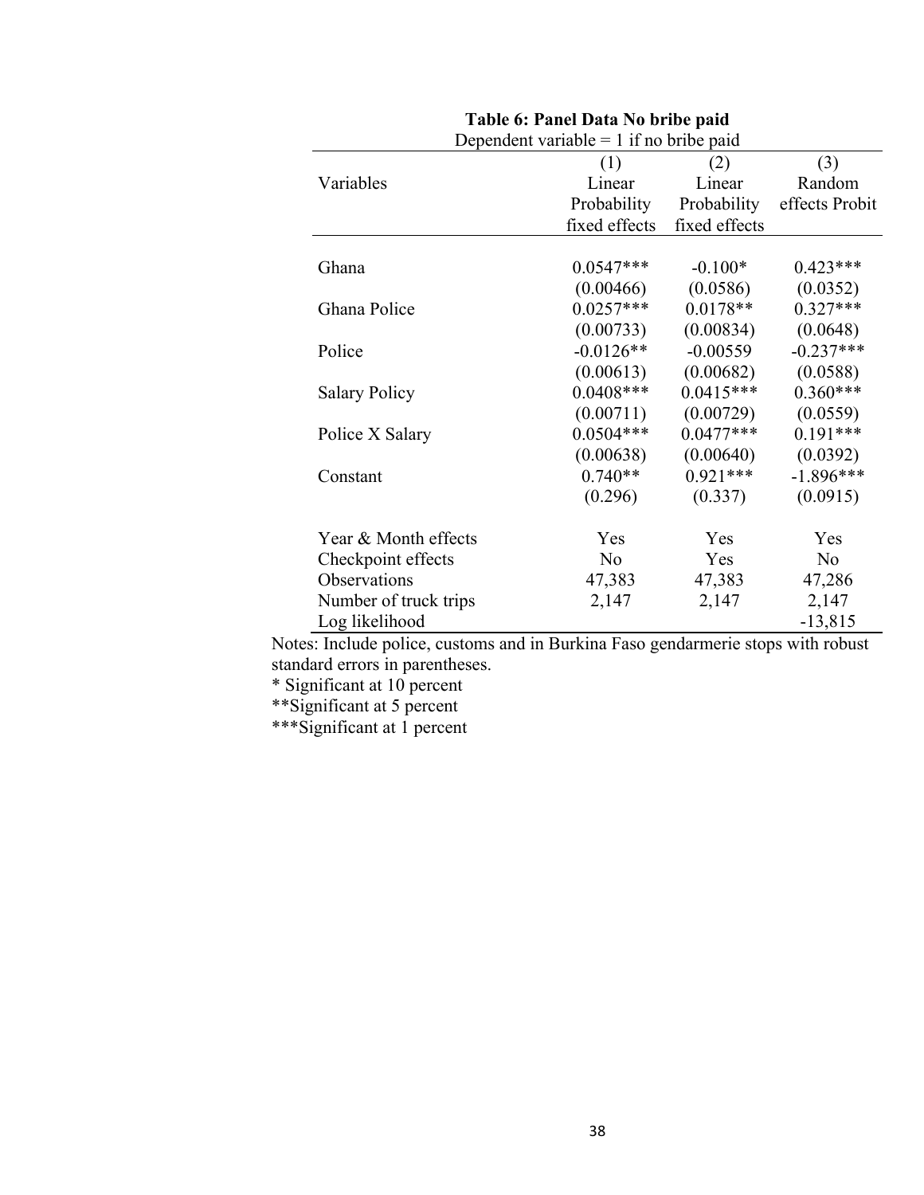**Table 6: Panel Data No bribe paid**

Dependent variable = 1 if no bribe paid

| Variables | (1) Linear Probability fixed effects | (2) Linear Probability fixed effects | (3) Random effects Probit |
|---|---|---|---|
| Ghana | 0.0547*** | -0.100* | 0.423*** |
| | (0.00466) | (0.0586) | (0.0352) |
| Ghana Police | 0.0257*** | 0.0178** | 0.327*** |
| | (0.00733) | (0.00834) | (0.0648) |
| Police | -0.0126** | -0.00559 | -0.237*** |
| | (0.00613) | (0.00682) | (0.0588) |
| Salary Policy | 0.0408*** | 0.0415*** | 0.360*** |
| | (0.00711) | (0.00729) | (0.0559) |
| Police X Salary | 0.0504*** | 0.0477*** | 0.191*** |
| | (0.00638) | (0.00640) | (0.0392) |
| Constant | 0.740** | 0.921*** | -1.896*** |
| | (0.296) | (0.337) | (0.0915) |
| Year & Month effects | Yes | Yes | Yes |
| Checkpoint effects | No | Yes | No |
| Observations | 47,383 | 47,383 | 47,286 |
| Number of truck trips | 2,147 | 2,147 | 2,147 |
| Log likelihood | | | -13,815 |

Notes: Include police, customs and in Burkina Faso gendarmerie stops with robust standard errors in parentheses.

* Significant at 10 percent

**Significant at 5 percent

***Significant at 1 percent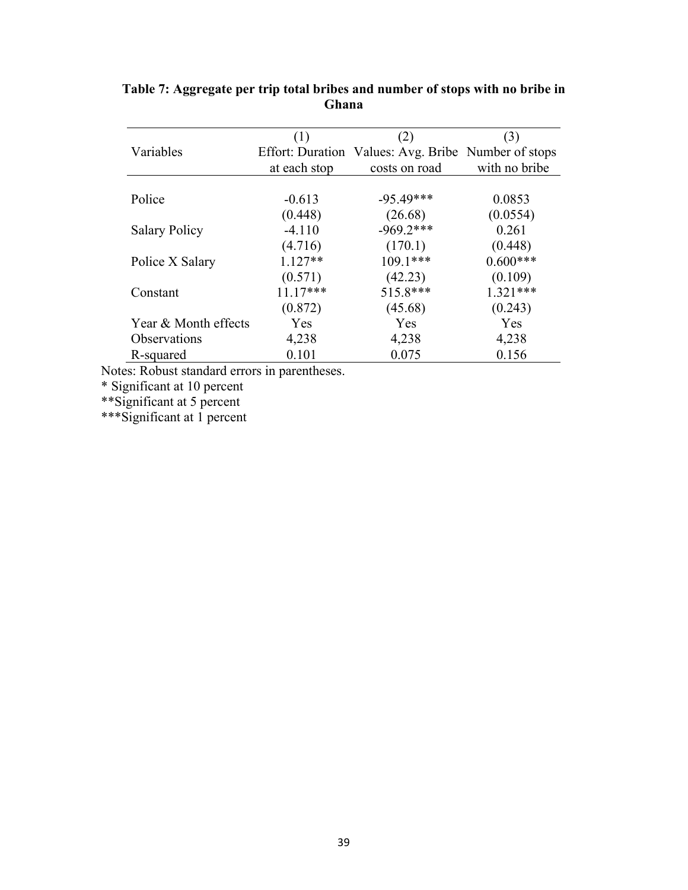**Table 7: Aggregate per trip total bribes and number of stops with no bribe in Ghana**

| Variables | (1)<br>Effort: Duration at each stop | (2)<br>Values: Avg. Bribe costs on road | (3)<br>Number of stops with no bribe |
|---|---|---|---|
| Police | -0.613 | -95.49*** | 0.0853 |
| | (0.448) | (26.68) | (0.0554) |
| Salary Policy | -4.110 | -969.2*** | 0.261 |
| | (4.716) | (170.1) | (0.448) |
| Police X Salary | 1.127** | 109.1*** | 0.600*** |
| | (0.571) | (42.23) | (0.109) |
| Constant | 11.17*** | 515.8*** | 1.321*** |
| | (0.872) | (45.68) | (0.243) |
| Year & Month effects | Yes | Yes | Yes |
| Observations | 4,238 | 4,238 | 4,238 |
| R-squared | 0.101 | 0.075 | 0.156 |

Notes: Robust standard errors in parentheses.

* Significant at 10 percent

**Significant at 5 percent

***Significant at 1 percent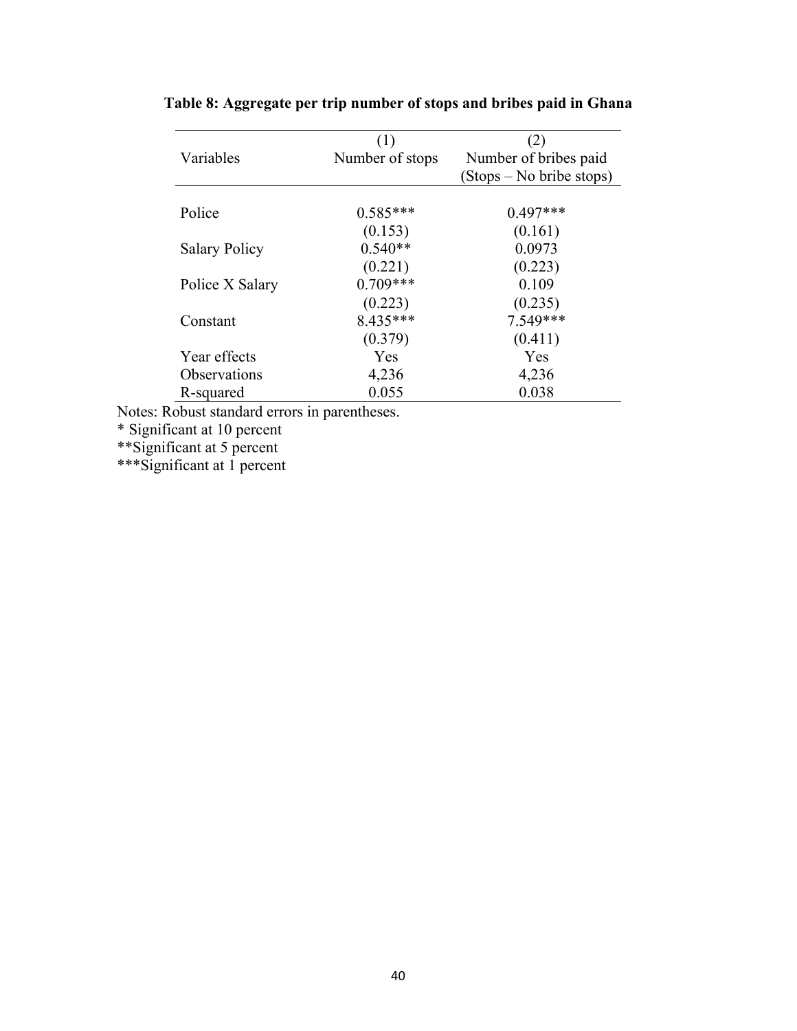**Table 8: Aggregate per trip number of stops and bribes paid in Ghana**

| Variables | (1)<br>Number of stops | (2)<br>Number of bribes paid<br>(Stops – No bribe stops) |
|---|---|---|
| Police | 0.585*** | 0.497*** |
| | (0.153) | (0.161) |
| Salary Policy | 0.540** | 0.0973 |
| | (0.221) | (0.223) |
| Police X Salary | 0.709*** | 0.109 |
| | (0.223) | (0.235) |
| Constant | 8.435*** | 7.549*** |
| | (0.379) | (0.411) |
| Year effects | Yes | Yes |
| Observations | 4,236 | 4,236 |
| R-squared | 0.055 | 0.038 |

Notes: Robust standard errors in parentheses.

* Significant at 10 percent

**Significant at 5 percent

***Significant at 1 percent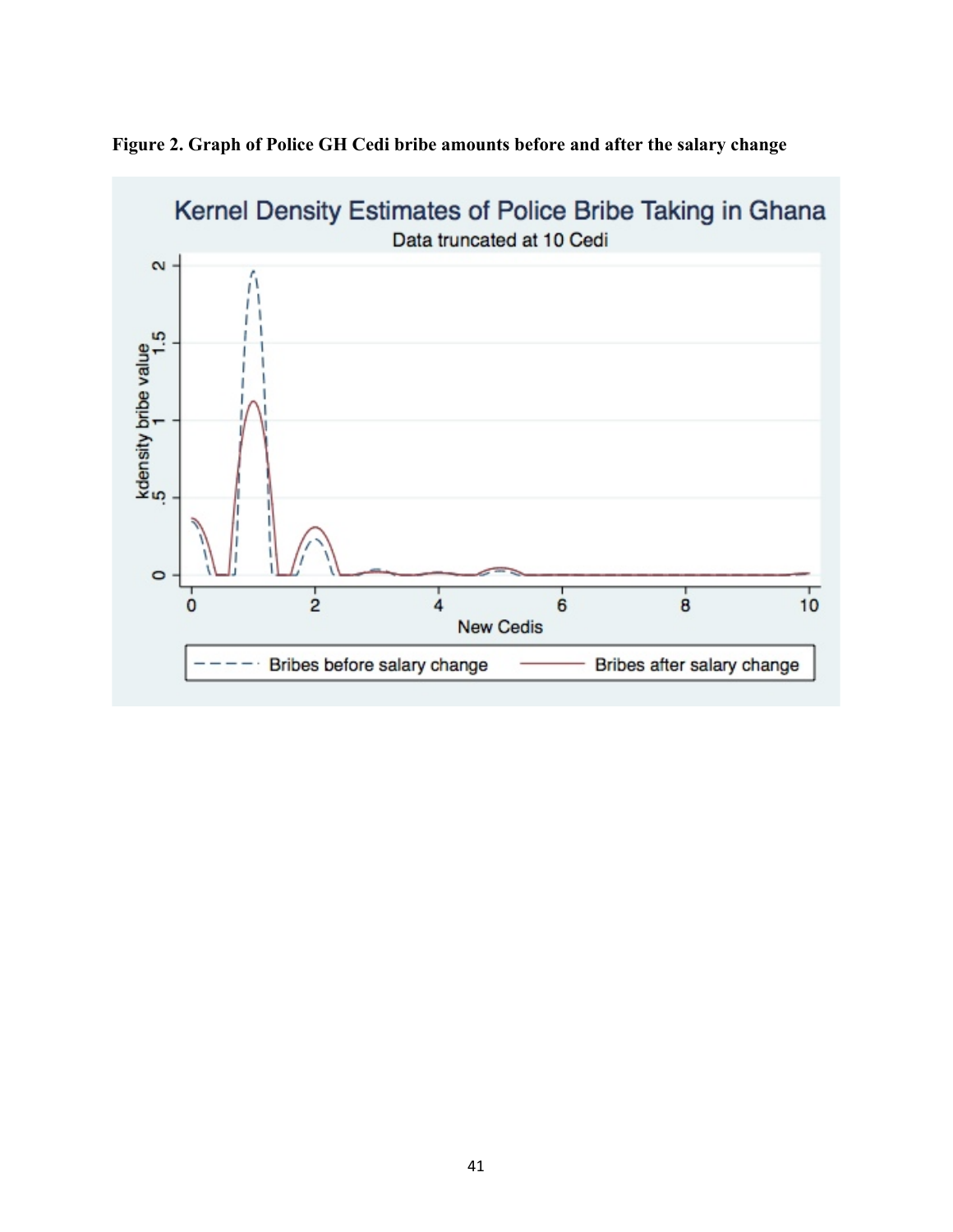**Figure 2. Graph of Police GH Cedi bribe amounts before and after the salary change**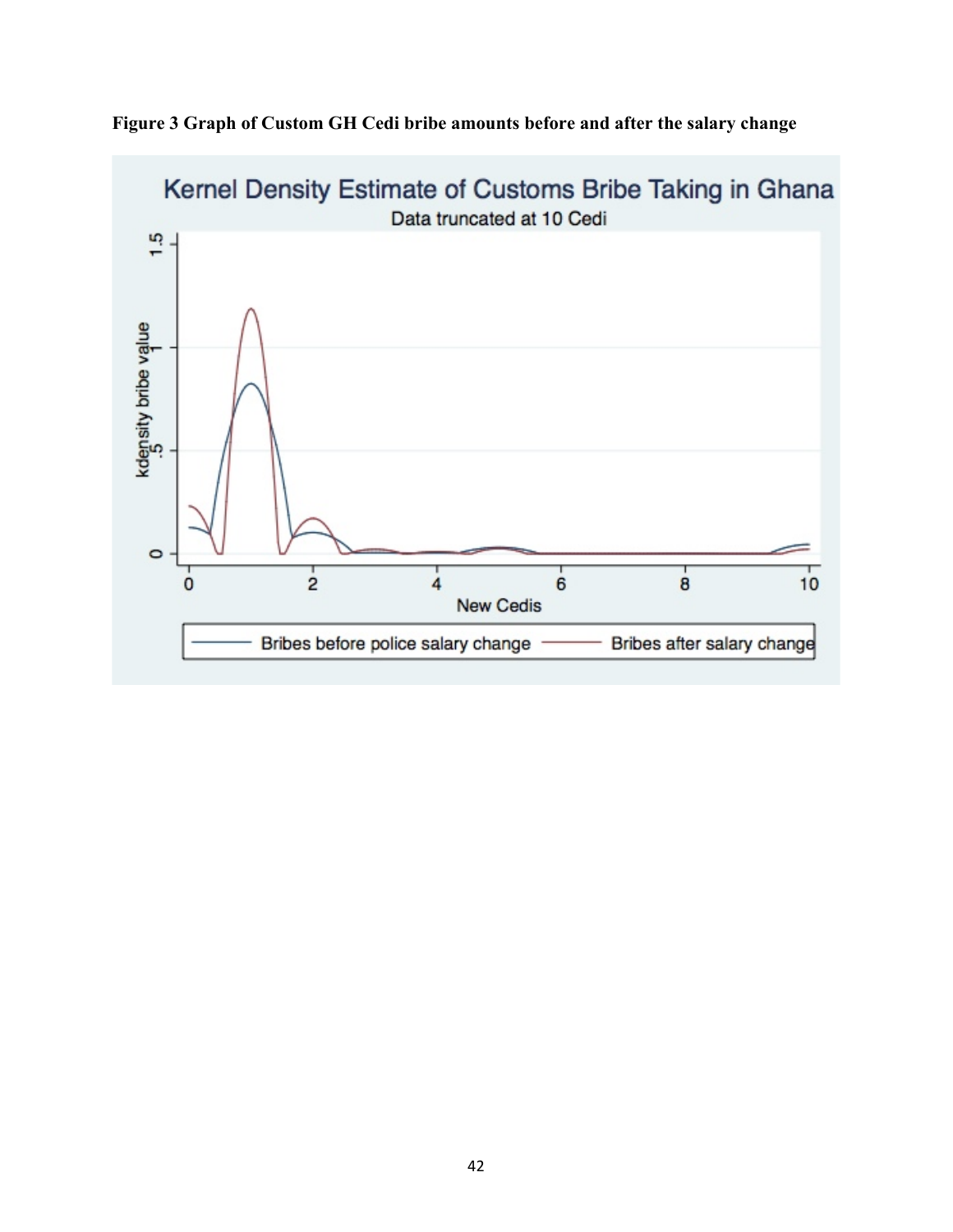**Figure 3 Graph of Custom GH Cedi bribe amounts before and after the salary change**

Kernel Density Estimate of Customs Bribe Taking in Ghana

Data truncated at 10 Cedi

kdensity bribe value

New Cedis

Bribes before police salary change — Bribes after salary change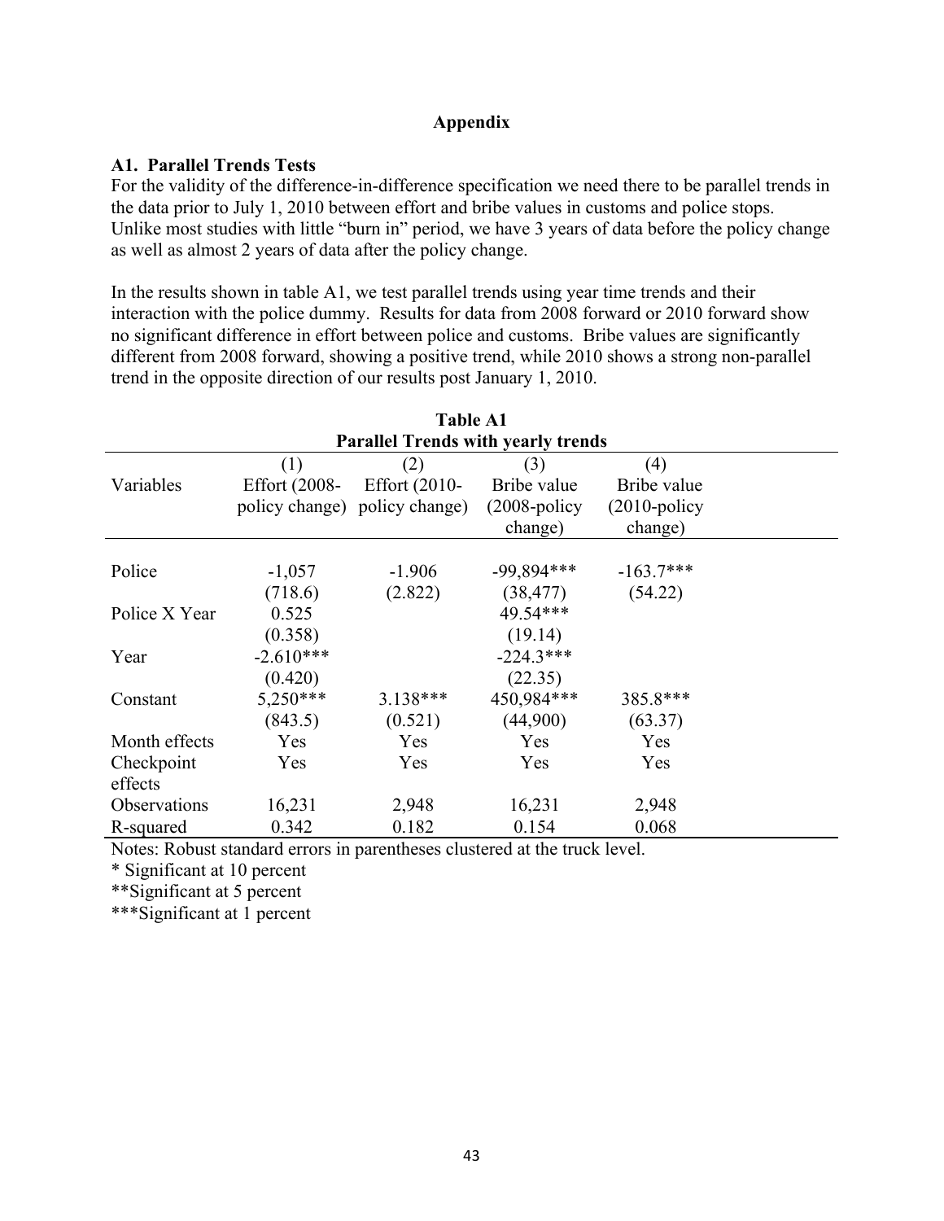# Appendix

## A1. Parallel Trends Tests

For the validity of the difference-in-difference specification we need there to be parallel trends in the data prior to July 1, 2010 between effort and bribe values in customs and police stops. Unlike most studies with little "burn in" period, we have 3 years of data before the policy change as well as almost 2 years of data after the policy change.

In the results shown in table A1, we test parallel trends using year time trends and their interaction with the police dummy. Results for data from 2008 forward or 2010 forward show no significant difference in effort between police and customs. Bribe values are significantly different from 2008 forward, showing a positive trend, while 2010 shows a strong non-parallel trend in the opposite direction of our results post January 1, 2010.

**Table A1**
**Parallel Trends with yearly trends**

| Variables | (1) Effort (2008-policy change) | (2) Effort (2010-policy change) | (3) Bribe value (2008-policy change) | (4) Bribe value (2010-policy change) |
|---|---|---|---|---|
| Police | -1,057 | -1.906 | -99,894*** | -163.7*** |
| | (718.6) | (2.822) | (38,477) | (54.22) |
| Police X Year | 0.525 | | 49.54*** | |
| | (0.358) | | (19.14) | |
| Year | -2.610*** | | -224.3*** | |
| | (0.420) | | (22.35) | |
| Constant | 5,250*** | 3.138*** | 450,984*** | 385.8*** |
| | (843.5) | (0.521) | (44,900) | (63.37) |
| Month effects | Yes | Yes | Yes | Yes |
| Checkpoint effects | Yes | Yes | Yes | Yes |
| Observations | 16,231 | 2,948 | 16,231 | 2,948 |
| R-squared | 0.342 | 0.182 | 0.154 | 0.068 |

Notes: Robust standard errors in parentheses clustered at the truck level.

\* Significant at 10 percent

\*\*Significant at 5 percent

\*\*\*Significant at 1 percent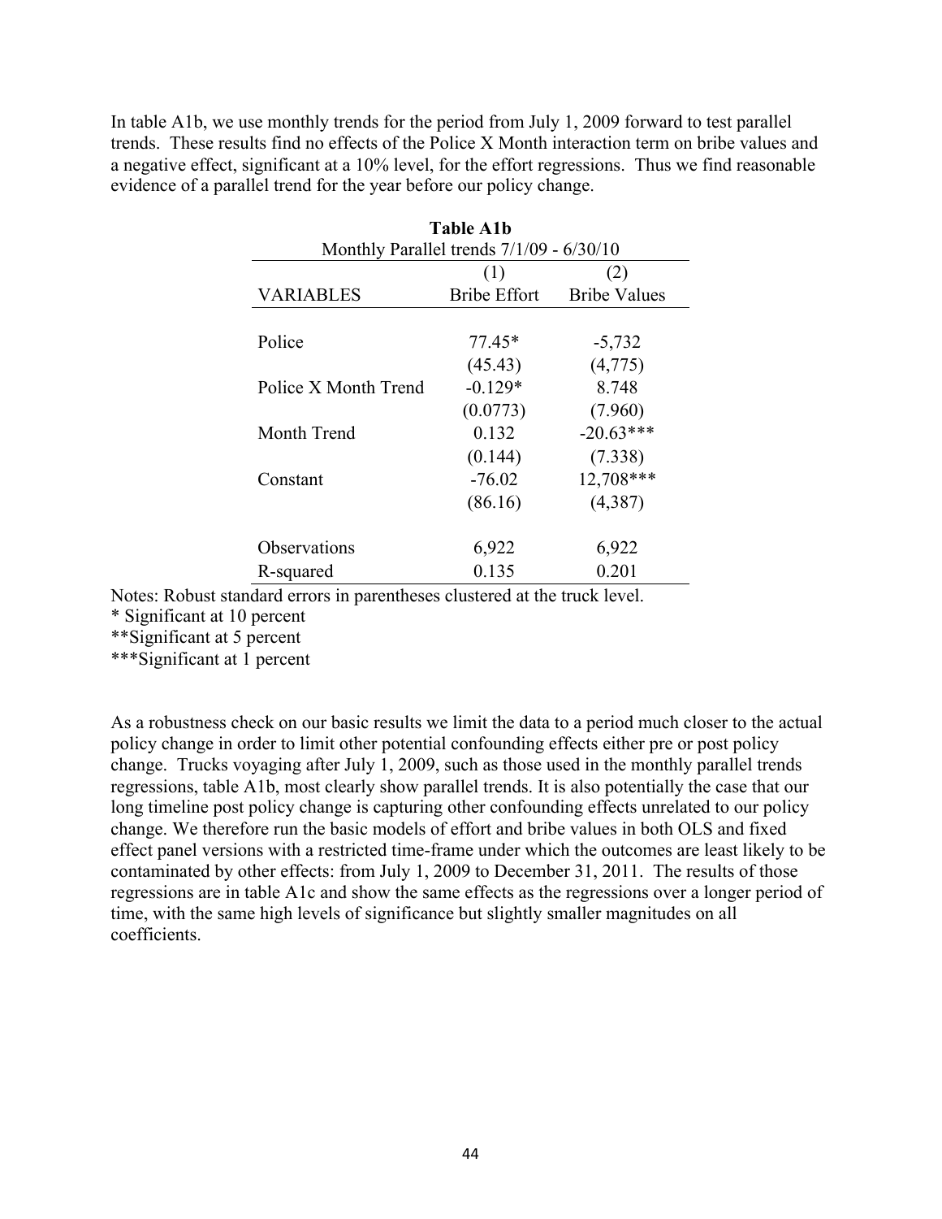In table A1b, we use monthly trends for the period from July 1, 2009 forward to test parallel trends. These results find no effects of the Police X Month interaction term on bribe values and a negative effect, significant at a 10% level, for the effort regressions. Thus we find reasonable evidence of a parallel trend for the year before our policy change.

**Table A1b**

Monthly Parallel trends 7/1/09 - 6/30/10

| VARIABLES | (1) Bribe Effort | (2) Bribe Values |
|---|---|---|
| Police | 77.45* | -5,732 |
| | (45.43) | (4,775) |
| Police X Month Trend | -0.129* | 8.748 |
| | (0.0773) | (7.960) |
| Month Trend | 0.132 | -20.63*** |
| | (0.144) | (7.338) |
| Constant | -76.02 | 12,708*** |
| | (86.16) | (4,387) |
| Observations | 6,922 | 6,922 |
| R-squared | 0.135 | 0.201 |

Notes: Robust standard errors in parentheses clustered at the truck level.
\* Significant at 10 percent
\*\*Significant at 5 percent
\*\*\*Significant at 1 percent

As a robustness check on our basic results we limit the data to a period much closer to the actual policy change in order to limit other potential confounding effects either pre or post policy change. Trucks voyaging after July 1, 2009, such as those used in the monthly parallel trends regressions, table A1b, most clearly show parallel trends. It is also potentially the case that our long timeline post policy change is capturing other confounding effects unrelated to our policy change. We therefore run the basic models of effort and bribe values in both OLS and fixed effect panel versions with a restricted time-frame under which the outcomes are least likely to be contaminated by other effects: from July 1, 2009 to December 31, 2011. The results of those regressions are in table A1c and show the same effects as the regressions over a longer period of time, with the same high levels of significance but slightly smaller magnitudes on all coefficients.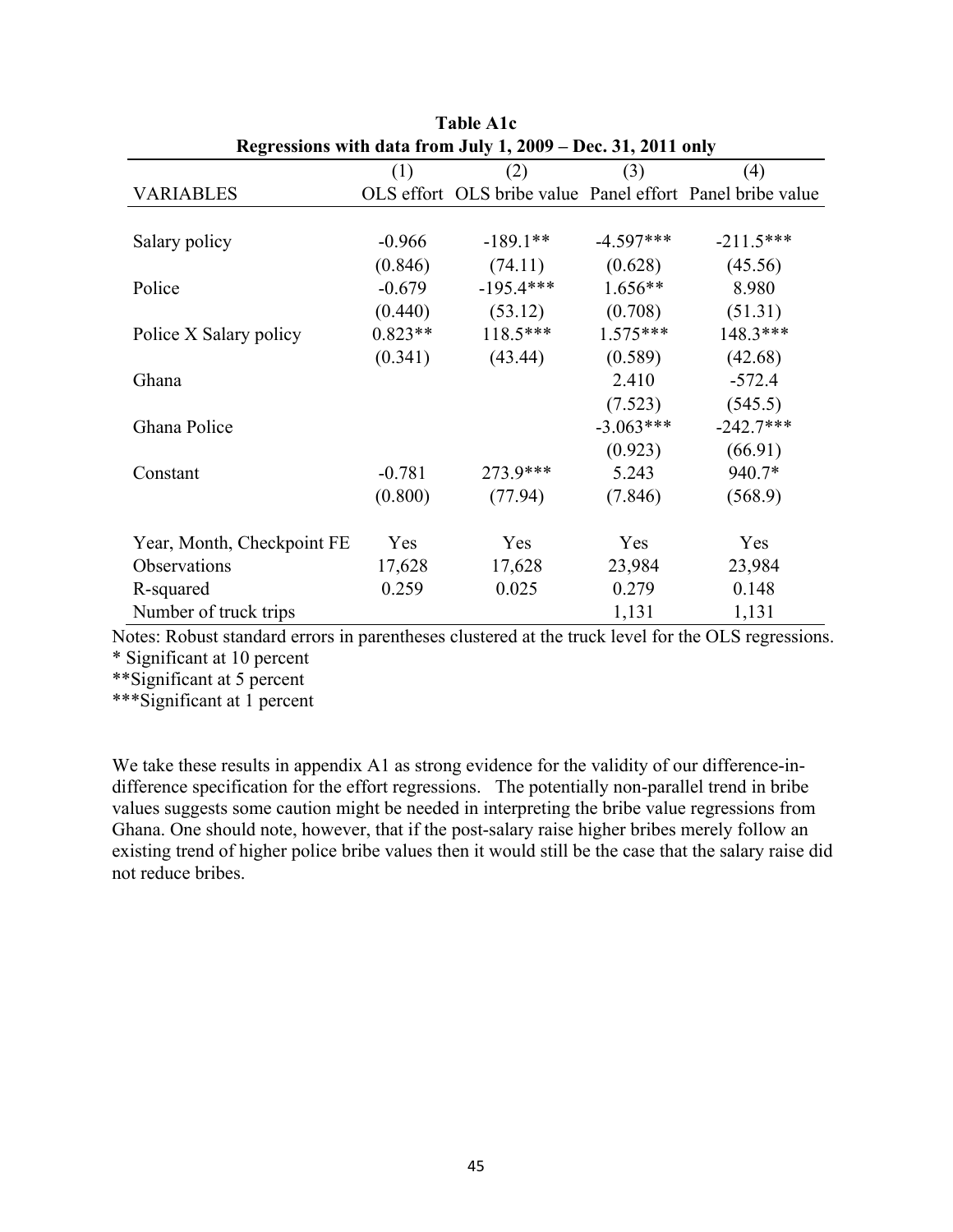**Table A1c**
**Regressions with data from July 1, 2009 – Dec. 31, 2011 only**

| | (1) | (2) | (3) | (4) |
|---|---|---|---|---|
| VARIABLES | OLS effort | OLS bribe value | Panel effort | Panel bribe value |
| | | | | |
| Salary policy | -0.966 | -189.1** | -4.597*** | -211.5*** |
| | (0.846) | (74.11) | (0.628) | (45.56) |
| Police | -0.679 | -195.4*** | 1.656** | 8.980 |
| | (0.440) | (53.12) | (0.708) | (51.31) |
| Police X Salary policy | 0.823** | 118.5*** | 1.575*** | 148.3*** |
| | (0.341) | (43.44) | (0.589) | (42.68) |
| Ghana | | | 2.410 | -572.4 |
| | | | (7.523) | (545.5) |
| Ghana Police | | | -3.063*** | -242.7*** |
| | | | (0.923) | (66.91) |
| Constant | -0.781 | 273.9*** | 5.243 | 940.7* |
| | (0.800) | (77.94) | (7.846) | (568.9) |
| | | | | |
| Year, Month, Checkpoint FE | Yes | Yes | Yes | Yes |
| Observations | 17,628 | 17,628 | 23,984 | 23,984 |
| R-squared | 0.259 | 0.025 | 0.279 | 0.148 |
| Number of truck trips | | | 1,131 | 1,131 |

Notes: Robust standard errors in parentheses clustered at the truck level for the OLS regressions.
* Significant at 10 percent
**Significant at 5 percent
***Significant at 1 percent

We take these results in appendix A1 as strong evidence for the validity of our difference-in-difference specification for the effort regressions. The potentially non-parallel trend in bribe values suggests some caution might be needed in interpreting the bribe value regressions from Ghana. One should note, however, that if the post-salary raise higher bribes merely follow an existing trend of higher police bribe values then it would still be the case that the salary raise did not reduce bribes.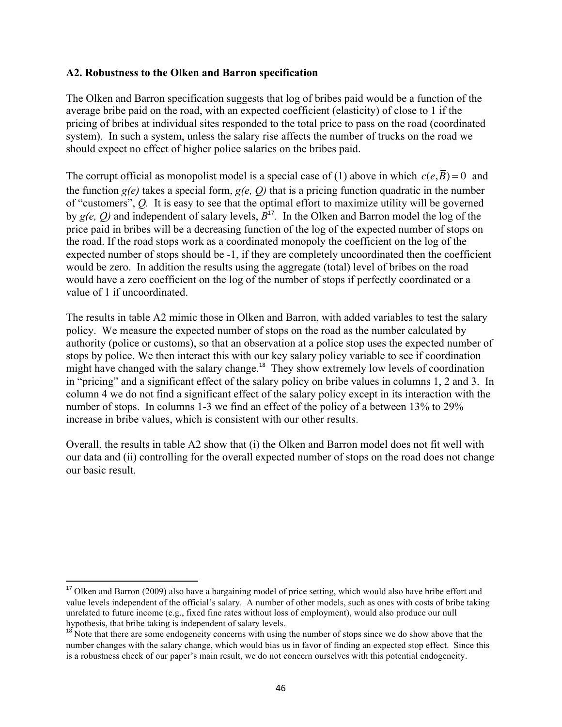### A2. Robustness to the Olken and Barron specification

The Olken and Barron specification suggests that log of bribes paid would be a function of the average bribe paid on the road, with an expected coefficient (elasticity) of close to 1 if the pricing of bribes at individual sites responded to the total price to pass on the road (coordinated system). In such a system, unless the salary rise affects the number of trucks on the road we should expect no effect of higher police salaries on the bribes paid.

The corrupt official as monopolist model is a special case of (1) above in which $c(e, \overline{B}) = 0$ and the function *g(e)* takes a special form, *g(e, Q)* that is a pricing function quadratic in the number of "customers", *Q*. It is easy to see that the optimal effort to maximize utility will be governed by *g(e, Q)* and independent of salary levels, *B*[17]. In the Olken and Barron model the log of the price paid in bribes will be a decreasing function of the log of the expected number of stops on the road. If the road stops work as a coordinated monopoly the coefficient on the log of the expected number of stops should be -1, if they are completely uncoordinated then the coefficient would be zero. In addition the results using the aggregate (total) level of bribes on the road would have a zero coefficient on the log of the number of stops if perfectly coordinated or a value of 1 if uncoordinated.

The results in table A2 mimic those in Olken and Barron, with added variables to test the salary policy. We measure the expected number of stops on the road as the number calculated by authority (police or customs), so that an observation at a police stop uses the expected number of stops by police. We then interact this with our key salary policy variable to see if coordination might have changed with the salary change.[18] They show extremely low levels of coordination in "pricing" and a significant effect of the salary policy on bribe values in columns 1, 2 and 3. In column 4 we do not find a significant effect of the salary policy except in its interaction with the number of stops. In columns 1-3 we find an effect of the policy of a between 13% to 29% increase in bribe values, which is consistent with our other results.

Overall, the results in table A2 show that (i) the Olken and Barron model does not fit well with our data and (ii) controlling for the overall expected number of stops on the road does not change our basic result.

---

[17] Olken and Barron (2009) also have a bargaining model of price setting, which would also have bribe effort and value levels independent of the official's salary. A number of other models, such as ones with costs of bribe taking unrelated to future income (e.g., fixed fine rates without loss of employment), would also produce our null hypothesis, that bribe taking is independent of salary levels.

[18] Note that there are some endogeneity concerns with using the number of stops since we do show above that the number changes with the salary change, which would bias us in favor of finding an expected stop effect. Since this is a robustness check of our paper's main result, we do not concern ourselves with this potential endogeneity.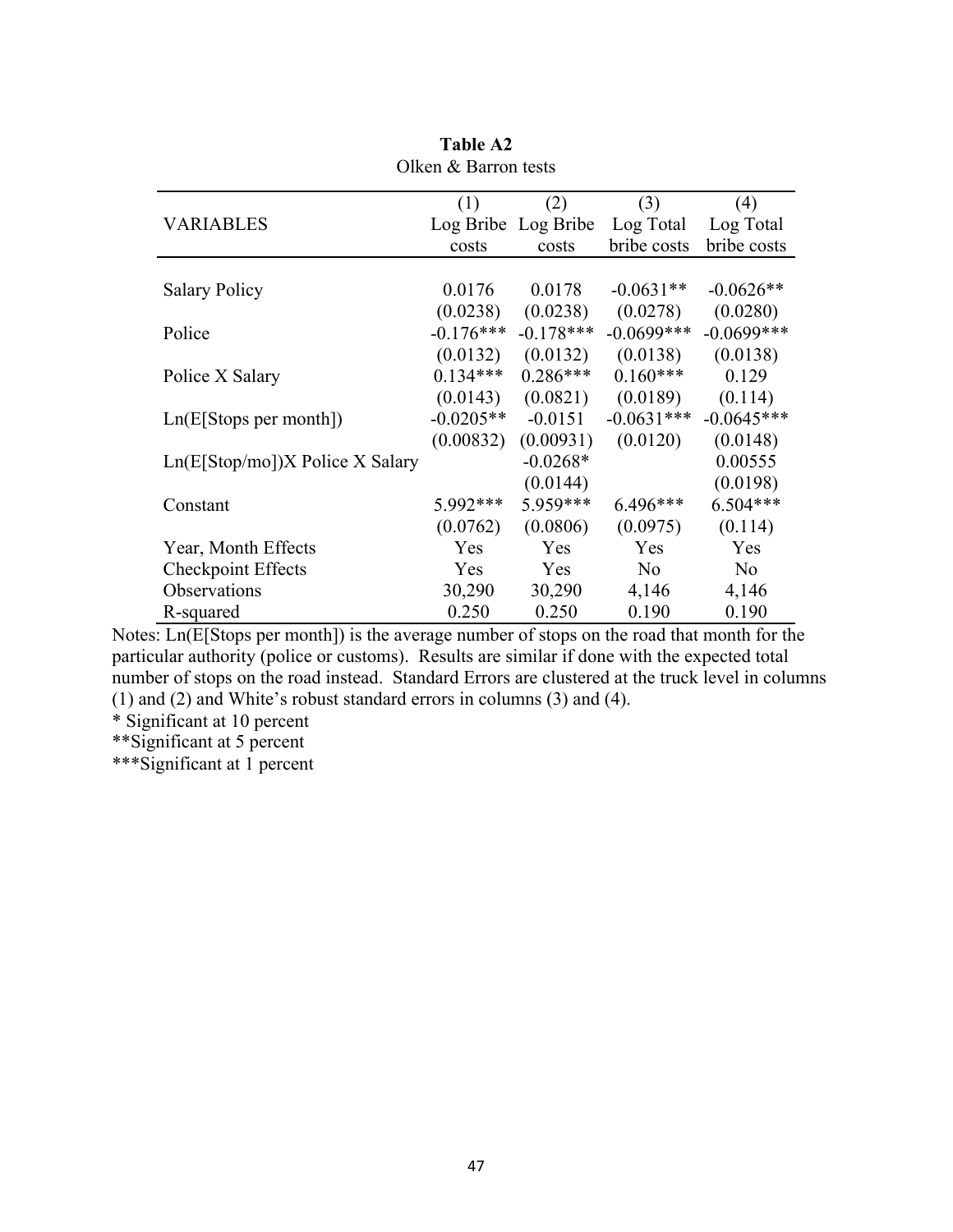**Table A2**

Olken & Barron tests

| VARIABLES | (1) Log Bribe costs | (2) Log Bribe costs | (3) Log Total bribe costs | (4) Log Total bribe costs |
|---|---|---|---|---|
| Salary Policy | 0.0176 | 0.0178 | -0.0631** | -0.0626** |
| | (0.0238) | (0.0238) | (0.0278) | (0.0280) |
| Police | -0.176*** | -0.178*** | -0.0699*** | -0.0699*** |
| | (0.0132) | (0.0132) | (0.0138) | (0.0138) |
| Police X Salary | 0.134*** | 0.286*** | 0.160*** | 0.129 |
| | (0.0143) | (0.0821) | (0.0189) | (0.114) |
| Ln(E[Stops per month]) | -0.0205** | -0.0151 | -0.0631*** | -0.0645*** |
| | (0.00832) | (0.00931) | (0.0120) | (0.0148) |
| Ln(E[Stop/mo])X Police X Salary | | -0.0268* | | 0.00555 |
| | | (0.0144) | | (0.0198) |
| Constant | 5.992*** | 5.959*** | 6.496*** | 6.504*** |
| | (0.0762) | (0.0806) | (0.0975) | (0.114) |
| Year, Month Effects | Yes | Yes | Yes | Yes |
| Checkpoint Effects | Yes | Yes | No | No |
| Observations | 30,290 | 30,290 | 4,146 | 4,146 |
| R-squared | 0.250 | 0.250 | 0.190 | 0.190 |

Notes: Ln(E[Stops per month]) is the average number of stops on the road that month for the particular authority (police or customs). Results are similar if done with the expected total number of stops on the road instead. Standard Errors are clustered at the truck level in columns (1) and (2) and White's robust standard errors in columns (3) and (4).

* Significant at 10 percent

**Significant at 5 percent

***Significant at 1 percent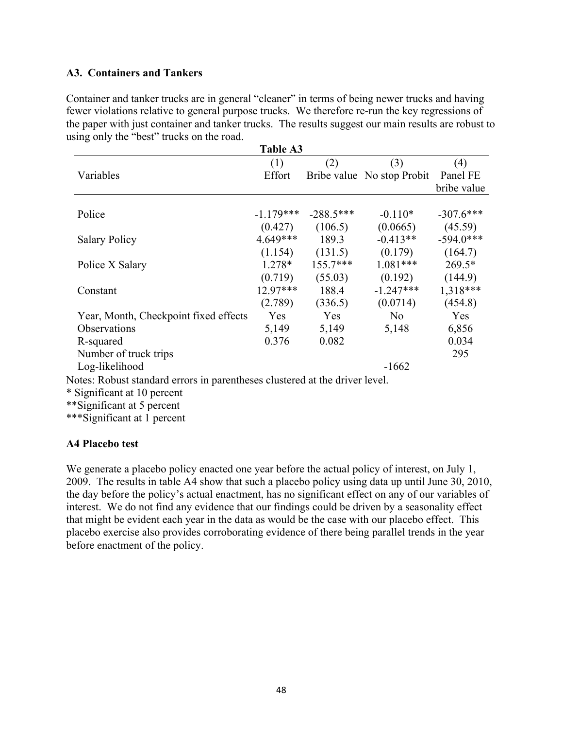### A3. Containers and Tankers

Container and tanker trucks are in general "cleaner" in terms of being newer trucks and having fewer violations relative to general purpose trucks. We therefore re-run the key regressions of the paper with just container and tanker trucks. The results suggest our main results are robust to using only the "best" trucks on the road.

**Table A3**

| Variables | (1) Effort | (2) Bribe value | (3) No stop Probit | (4) Panel FE bribe value |
|---|---|---|---|---|
| Police | -1.179*** | -288.5*** | -0.110* | -307.6*** |
| | (0.427) | (106.5) | (0.0665) | (45.59) |
| Salary Policy | 4.649*** | 189.3 | -0.413** | -594.0*** |
| | (1.154) | (131.5) | (0.179) | (164.7) |
| Police X Salary | 1.278* | 155.7*** | 1.081*** | 269.5* |
| | (0.719) | (55.03) | (0.192) | (144.9) |
| Constant | 12.97*** | 188.4 | -1.247*** | 1,318*** |
| | (2.789) | (336.5) | (0.0714) | (454.8) |
| Year, Month, Checkpoint fixed effects | Yes | Yes | No | Yes |
| Observations | 5,149 | 5,149 | 5,148 | 6,856 |
| R-squared | 0.376 | 0.082 | | 0.034 |
| Number of truck trips | | | | 295 |
| Log-likelihood | | | -1662 | |

Notes: Robust standard errors in parentheses clustered at the driver level.

\* Significant at 10 percent

\*\*Significant at 5 percent

\*\*\*Significant at 1 percent

### A4 Placebo test

We generate a placebo policy enacted one year before the actual policy of interest, on July 1, 2009. The results in table A4 show that such a placebo policy using data up until June 30, 2010, the day before the policy's actual enactment, has no significant effect on any of our variables of interest. We do not find any evidence that our findings could be driven by a seasonality effect that might be evident each year in the data as would be the case with our placebo effect. This placebo exercise also provides corroborating evidence of there being parallel trends in the year before enactment of the policy.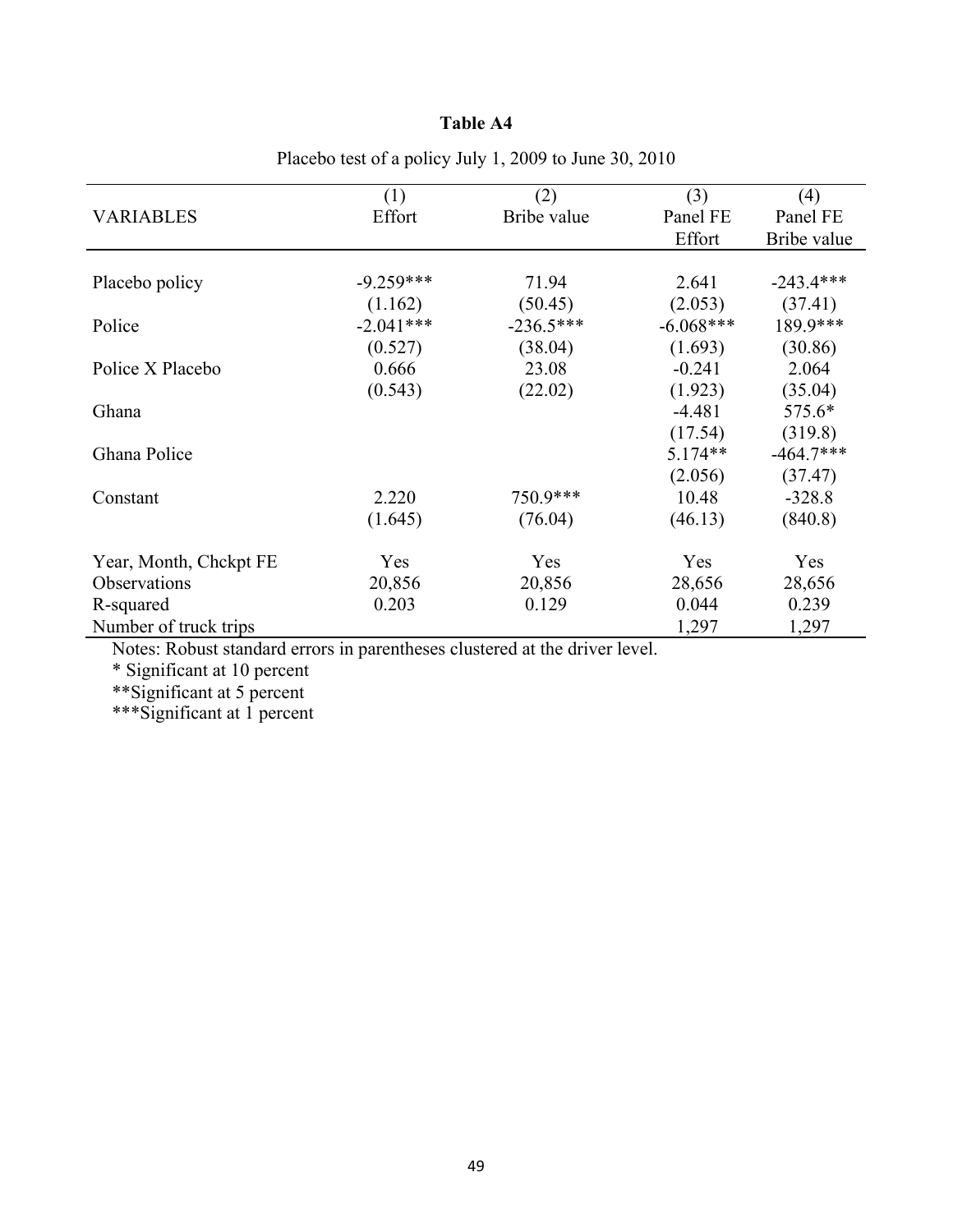**Table A4**

Placebo test of a policy July 1, 2009 to June 30, 2010

| VARIABLES | (1)<br>Effort | (2)<br>Bribe value | (3)<br>Panel FE<br>Effort | (4)<br>Panel FE<br>Bribe value |
|---|---|---|---|---|
| Placebo policy | -9.259*** | 71.94 | 2.641 | -243.4*** |
| | (1.162) | (50.45) | (2.053) | (37.41) |
| Police | -2.041*** | -236.5*** | -6.068*** | 189.9*** |
| | (0.527) | (38.04) | (1.693) | (30.86) |
| Police X Placebo | 0.666 | 23.08 | -0.241 | 2.064 |
| | (0.543) | (22.02) | (1.923) | (35.04) |
| Ghana | | | -4.481 | 575.6* |
| | | | (17.54) | (319.8) |
| Ghana Police | | | 5.174** | -464.7*** |
| | | | (2.056) | (37.47) |
| Constant | 2.220 | 750.9*** | 10.48 | -328.8 |
| | (1.645) | (76.04) | (46.13) | (840.8) |
| Year, Month, Chckpt FE | Yes | Yes | Yes | Yes |
| Observations | 20,856 | 20,856 | 28,656 | 28,656 |
| R-squared | 0.203 | 0.129 | 0.044 | 0.239 |
| Number of truck trips | | | 1,297 | 1,297 |

Notes: Robust standard errors in parentheses clustered at the driver level.

* Significant at 10 percent

**Significant at 5 percent

***Significant at 1 percent